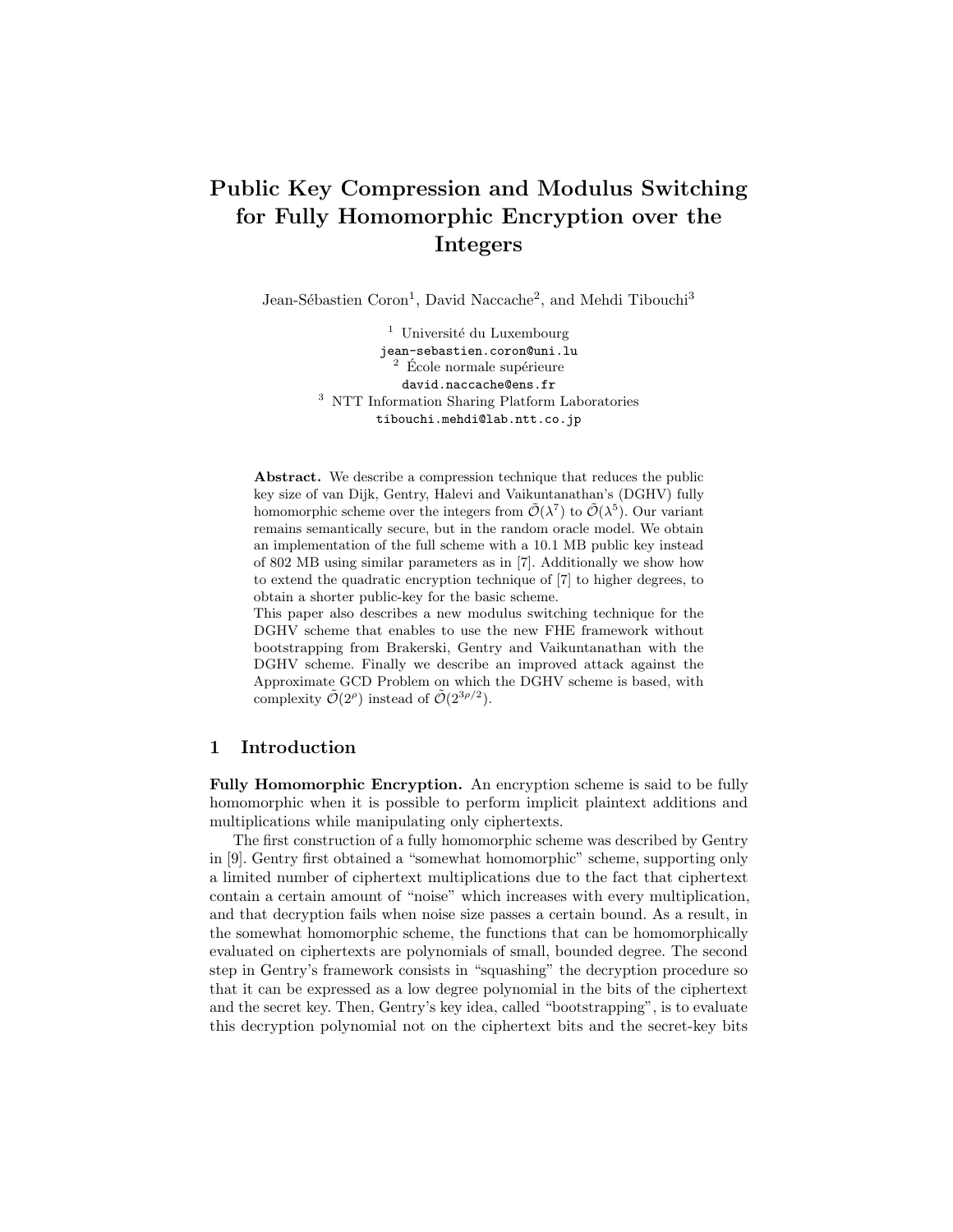# Public Key Compression and Modulus Switching for Fully Homomorphic Encryption over the Integers

Jean-Sébastien Coron[1], David Naccache[2], and Mehdi Tibouchi[3]

[1] Université du Luxembourg
jean-sebastien.coron@uni.lu

[2] École normale supérieure
david.naccache@ens.fr

[3] NTT Information Sharing Platform Laboratories
tibouchi.mehdi@lab.ntt.co.jp

**Abstract.** We describe a compression technique that reduces the public key size of van Dijk, Gentry, Halevi and Vaikuntanathan's (DGHV) fully homomorphic scheme over the integers from $\tilde{\mathcal{O}}(\lambda^7)$ to $\tilde{\mathcal{O}}(\lambda^5)$. Our variant remains semantically secure, but in the random oracle model. We obtain an implementation of the full scheme with a 10.1 MB public key instead of 802 MB using similar parameters as in [7]. Additionally we show how to extend the quadratic encryption technique of [7] to higher degrees, to obtain a shorter public-key for the basic scheme.
This paper also describes a new modulus switching technique for the DGHV scheme that enables to use the new FHE framework without bootstrapping from Brakerski, Gentry and Vaikuntanathan with the DGHV scheme. Finally we describe an improved attack against the Approximate GCD Problem on which the DGHV scheme is based, with complexity $\tilde{\mathcal{O}}(2^{\rho})$ instead of $\tilde{\mathcal{O}}(2^{3\rho/2})$.

## 1 Introduction

**Fully Homomorphic Encryption.** An encryption scheme is said to be fully homomorphic when it is possible to perform implicit plaintext additions and multiplications while manipulating only ciphertexts.

The first construction of a fully homomorphic scheme was described by Gentry in [9]. Gentry first obtained a "somewhat homomorphic" scheme, supporting only a limited number of ciphertext multiplications due to the fact that ciphertext contain a certain amount of "noise" which increases with every multiplication, and that decryption fails when noise size passes a certain bound. As a result, in the somewhat homomorphic scheme, the functions that can be homomorphically evaluated on ciphertexts are polynomials of small, bounded degree. The second step in Gentry's framework consists in "squashing" the decryption procedure so that it can be expressed as a low degree polynomial in the bits of the ciphertext and the secret key. Then, Gentry's key idea, called "bootstrapping", is to evaluate this decryption polynomial not on the ciphertext bits and the secret-key bits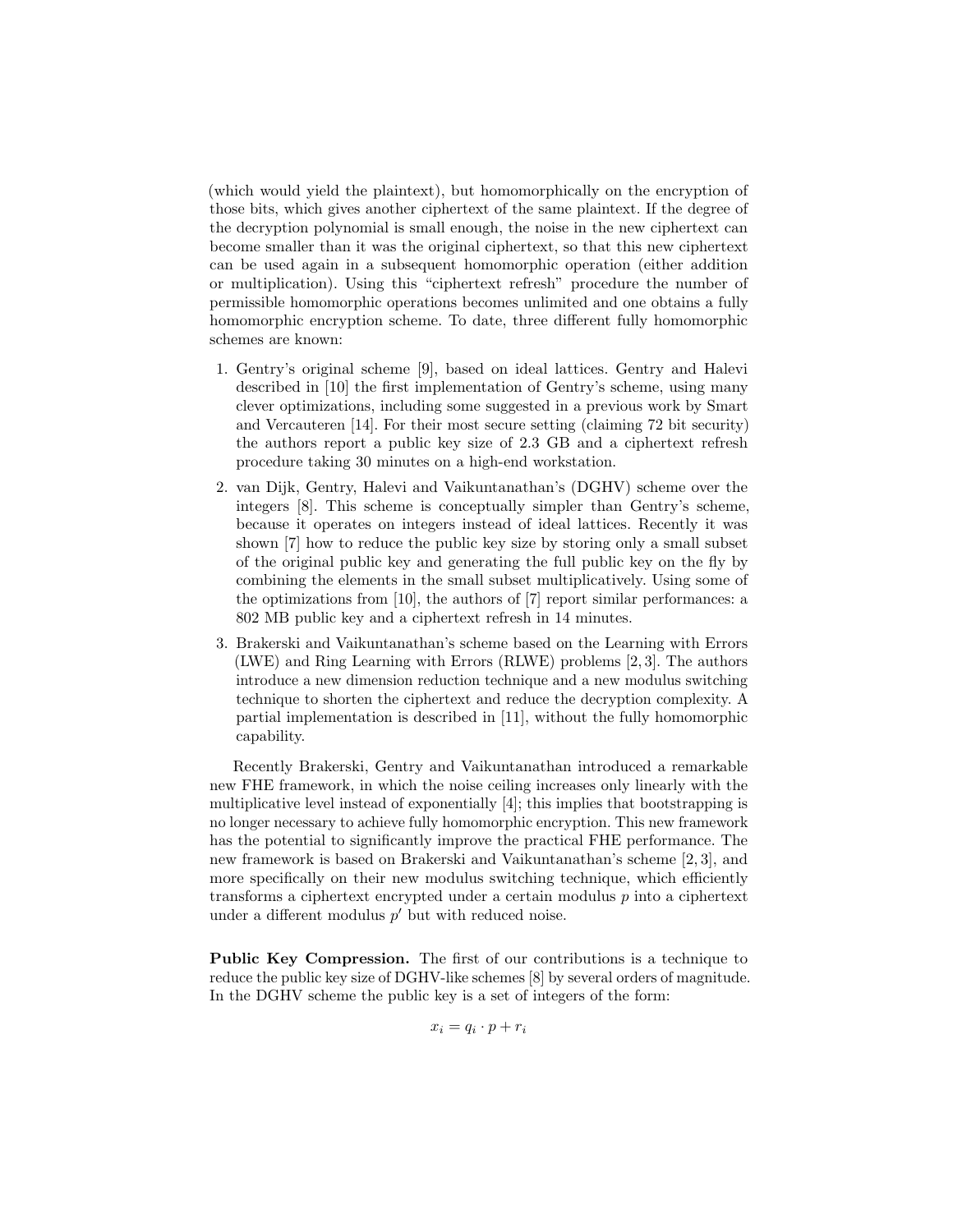(which would yield the plaintext), but homomorphically on the encryption of those bits, which gives another ciphertext of the same plaintext. If the degree of the decryption polynomial is small enough, the noise in the new ciphertext can become smaller than it was the original ciphertext, so that this new ciphertext can be used again in a subsequent homomorphic operation (either addition or multiplication). Using this "ciphertext refresh" procedure the number of permissible homomorphic operations becomes unlimited and one obtains a fully homomorphic encryption scheme. To date, three different fully homomorphic schemes are known:

1. Gentry's original scheme [9], based on ideal lattices. Gentry and Halevi described in [10] the first implementation of Gentry's scheme, using many clever optimizations, including some suggested in a previous work by Smart and Vercauteren [14]. For their most secure setting (claiming 72 bit security) the authors report a public key size of 2.3 GB and a ciphertext refresh procedure taking 30 minutes on a high-end workstation.
2. van Dijk, Gentry, Halevi and Vaikuntanathan's (DGHV) scheme over the integers [8]. This scheme is conceptually simpler than Gentry's scheme, because it operates on integers instead of ideal lattices. Recently it was shown [7] how to reduce the public key size by storing only a small subset of the original public key and generating the full public key on the fly by combining the elements in the small subset multiplicatively. Using some of the optimizations from [10], the authors of [7] report similar performances: a 802 MB public key and a ciphertext refresh in 14 minutes.
3. Brakerski and Vaikuntanathan's scheme based on the Learning with Errors (LWE) and Ring Learning with Errors (RLWE) problems [2, 3]. The authors introduce a new dimension reduction technique and a new modulus switching technique to shorten the ciphertext and reduce the decryption complexity. A partial implementation is described in [11], without the fully homomorphic capability.

Recently Brakerski, Gentry and Vaikuntanathan introduced a remarkable new FHE framework, in which the noise ceiling increases only linearly with the multiplicative level instead of exponentially [4]; this implies that bootstrapping is no longer necessary to achieve fully homomorphic encryption. This new framework has the potential to significantly improve the practical FHE performance. The new framework is based on Brakerski and Vaikuntanathan's scheme [2, 3], and more specifically on their new modulus switching technique, which efficiently transforms a ciphertext encrypted under a certain modulus $p$ into a ciphertext under a different modulus $p'$ but with reduced noise.

**Public Key Compression.** The first of our contributions is a technique to reduce the public key size of DGHV-like schemes [8] by several orders of magnitude. In the DGHV scheme the public key is a set of integers of the form:

$$x_i = q_i \cdot p + r_i$$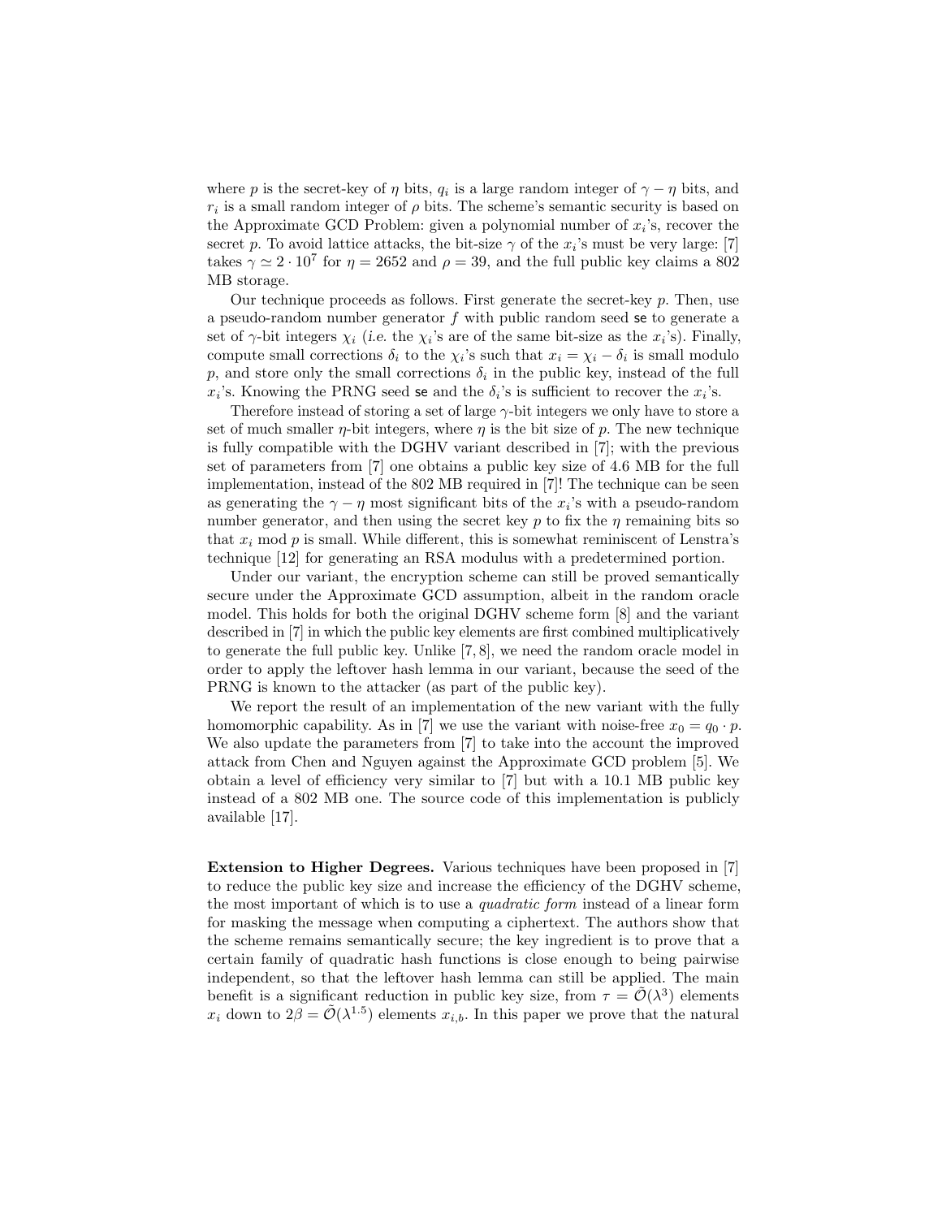where $p$ is the secret-key of $\eta$ bits, $q_i$ is a large random integer of $\gamma - \eta$ bits, and $r_i$ is a small random integer of $\rho$ bits. The scheme's semantic security is based on the Approximate GCD Problem: given a polynomial number of $x_i$'s, recover the secret $p$. To avoid lattice attacks, the bit-size $\gamma$ of the $x_i$'s must be very large: [7] takes $\gamma \simeq 2 \cdot 10^7$ for $\eta = 2652$ and $\rho = 39$, and the full public key claims a 802 MB storage.

Our technique proceeds as follows. First generate the secret-key $p$. Then, use a pseudo-random number generator $f$ with public random seed $\mathsf{se}$ to generate a set of $\gamma$-bit integers $\chi_i$ (*i.e.* the $\chi_i$'s are of the same bit-size as the $x_i$'s). Finally, compute small corrections $\delta_i$ to the $\chi_i$'s such that $x_i = \chi_i - \delta_i$ is small modulo $p$, and store only the small corrections $\delta_i$ in the public key, instead of the full $x_i$'s. Knowing the PRNG seed $\mathsf{se}$ and the $\delta_i$'s is sufficient to recover the $x_i$'s.

Therefore instead of storing a set of large $\gamma$-bit integers we only have to store a set of much smaller $\eta$-bit integers, where $\eta$ is the bit size of $p$. The new technique is fully compatible with the DGHV variant described in [7]; with the previous set of parameters from [7] one obtains a public key size of 4.6 MB for the full implementation, instead of the 802 MB required in [7]! The technique can be seen as generating the $\gamma - \eta$ most significant bits of the $x_i$'s with a pseudo-random number generator, and then using the secret key $p$ to fix the $\eta$ remaining bits so that $x_i \bmod p$ is small. While different, this is somewhat reminiscent of Lenstra's technique [12] for generating an RSA modulus with a predetermined portion.

Under our variant, the encryption scheme can still be proved semantically secure under the Approximate GCD assumption, albeit in the random oracle model. This holds for both the original DGHV scheme form [8] and the variant described in [7] in which the public key elements are first combined multiplicatively to generate the full public key. Unlike [7, 8], we need the random oracle model in order to apply the leftover hash lemma in our variant, because the seed of the PRNG is known to the attacker (as part of the public key).

We report the result of an implementation of the new variant with the fully homomorphic capability. As in [7] we use the variant with noise-free $x_0 = q_0 \cdot p$. We also update the parameters from [7] to take into the account the improved attack from Chen and Nguyen against the Approximate GCD problem [5]. We obtain a level of efficiency very similar to [7] but with a 10.1 MB public key instead of a 802 MB one. The source code of this implementation is publicly available [17].

**Extension to Higher Degrees.** Various techniques have been proposed in [7] to reduce the public key size and increase the efficiency of the DGHV scheme, the most important of which is to use a *quadratic form* instead of a linear form for masking the message when computing a ciphertext. The authors show that the scheme remains semantically secure; the key ingredient is to prove that a certain family of quadratic hash functions is close enough to being pairwise independent, so that the leftover hash lemma can still be applied. The main benefit is a significant reduction in public key size, from $\tau = \tilde{\mathcal{O}}(\lambda^3)$ elements $x_i$ down to $2\beta = \tilde{\mathcal{O}}(\lambda^{1.5})$ elements $x_{i,b}$. In this paper we prove that the natural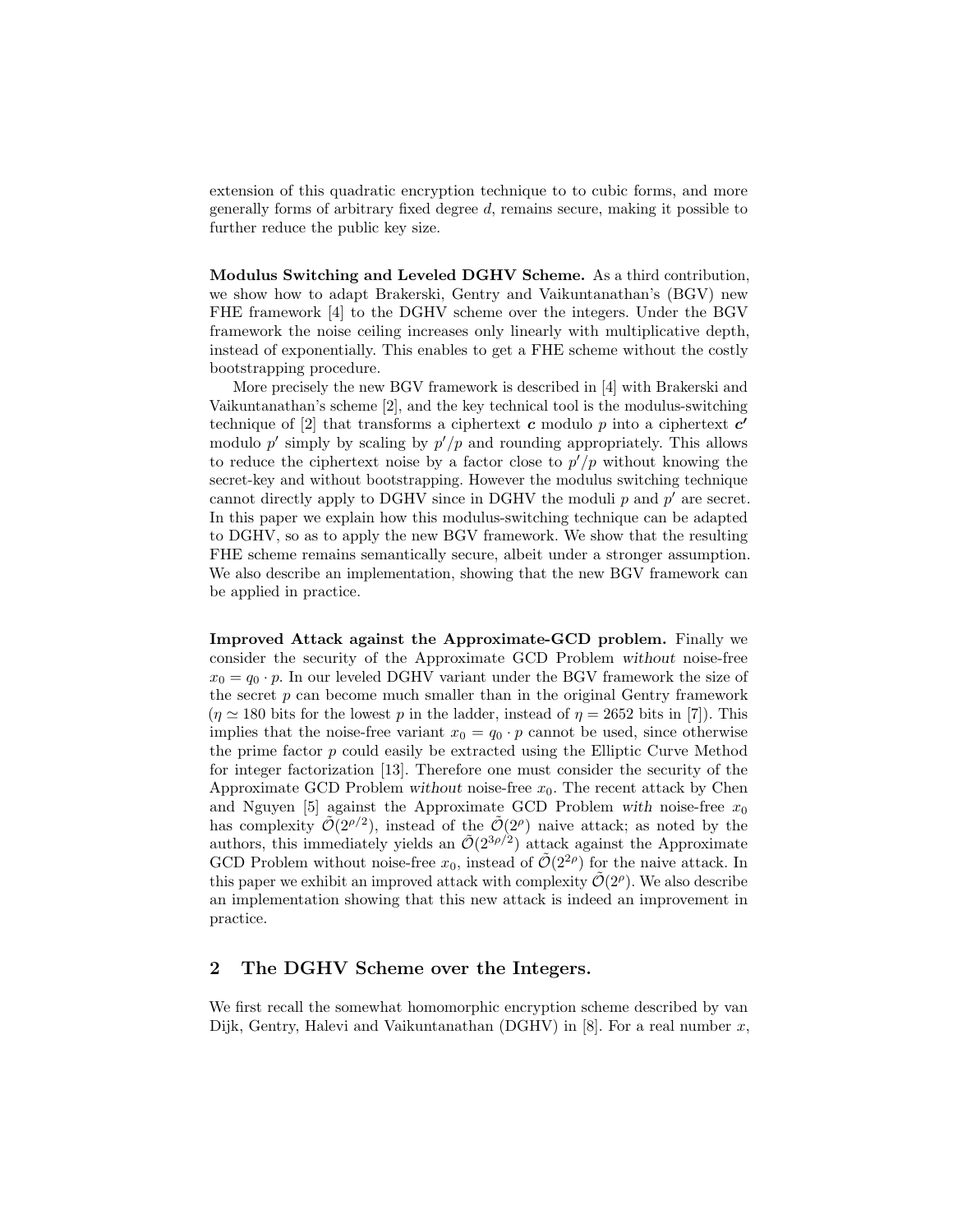extension of this quadratic encryption technique to to cubic forms, and more generally forms of arbitrary fixed degree $d$, remains secure, making it possible to further reduce the public key size.

**Modulus Switching and Leveled DGHV Scheme.** As a third contribution, we show how to adapt Brakerski, Gentry and Vaikuntanathan's (BGV) new FHE framework [4] to the DGHV scheme over the integers. Under the BGV framework the noise ceiling increases only linearly with multiplicative depth, instead of exponentially. This enables to get a FHE scheme without the costly bootstrapping procedure.

More precisely the new BGV framework is described in [4] with Brakerski and Vaikuntanathan's scheme [2], and the key technical tool is the modulus-switching technique of [2] that transforms a ciphertext $\boldsymbol{c}$ modulo $p$ into a ciphertext $\boldsymbol{c'}$ modulo $p'$ simply by scaling by $p'/p$ and rounding appropriately. This allows to reduce the ciphertext noise by a factor close to $p'/p$ without knowing the secret-key and without bootstrapping. However the modulus switching technique cannot directly apply to DGHV since in DGHV the moduli $p$ and $p'$ are secret. In this paper we explain how this modulus-switching technique can be adapted to DGHV, so as to apply the new BGV framework. We show that the resulting FHE scheme remains semantically secure, albeit under a stronger assumption. We also describe an implementation, showing that the new BGV framework can be applied in practice.

**Improved Attack against the Approximate-GCD problem.** Finally we consider the security of the Approximate GCD Problem *without* noise-free $x_0 = q_0 \cdot p$. In our leveled DGHV variant under the BGV framework the size of the secret $p$ can become much smaller than in the original Gentry framework ($\eta \simeq 180$ bits for the lowest $p$ in the ladder, instead of $\eta = 2652$ bits in [7]). This implies that the noise-free variant $x_0 = q_0 \cdot p$ cannot be used, since otherwise the prime factor $p$ could easily be extracted using the Elliptic Curve Method for integer factorization [13]. Therefore one must consider the security of the Approximate GCD Problem *without* noise-free $x_0$. The recent attack by Chen and Nguyen [5] against the Approximate GCD Problem *with* noise-free $x_0$ has complexity $\tilde{\mathcal{O}}(2^{\rho/2})$, instead of the $\tilde{\mathcal{O}}(2^{\rho})$ naive attack; as noted by the authors, this immediately yields an $\tilde{\mathcal{O}}(2^{3\rho/2})$ attack against the Approximate GCD Problem without noise-free $x_0$, instead of $\tilde{\mathcal{O}}(2^{2\rho})$ for the naive attack. In this paper we exhibit an improved attack with complexity $\tilde{\mathcal{O}}(2^{\rho})$. We also describe an implementation showing that this new attack is indeed an improvement in practice.

## 2 The DGHV Scheme over the Integers.

We first recall the somewhat homomorphic encryption scheme described by van Dijk, Gentry, Halevi and Vaikuntanathan (DGHV) in [8]. For a real number $x$,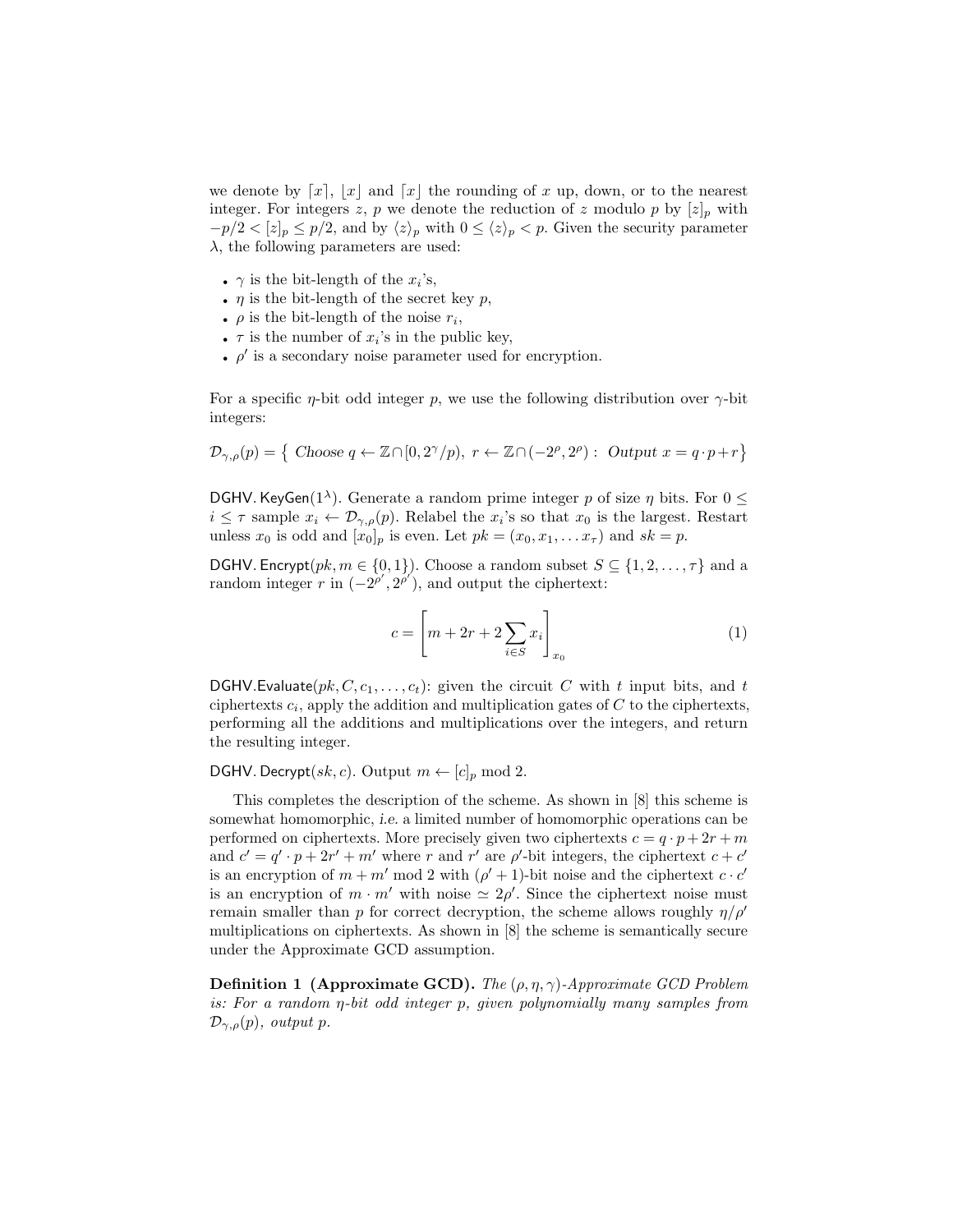we denote by $\lceil x \rceil$, $\lfloor x \rfloor$ and $\lceil x \rfloor$ the rounding of $x$ up, down, or to the nearest integer. For integers $z$, $p$ we denote the reduction of $z$ modulo $p$ by $[z]_p$ with $-p/2 < [z]_p \leq p/2$, and by $\langle z \rangle_p$ with $0 \leq \langle z \rangle_p < p$. Given the security parameter $\lambda$, the following parameters are used:

- $\gamma$ is the bit-length of the $x_i$'s,
- $\eta$ is the bit-length of the secret key $p$,
- $\rho$ is the bit-length of the noise $r_i$,
- $\tau$ is the number of $x_i$'s in the public key,
- $\rho'$ is a secondary noise parameter used for encryption.

For a specific $\eta$-bit odd integer $p$, we use the following distribution over $\gamma$-bit integers:

$$\mathcal{D}_{\gamma,\rho}(p) = \left\{ \text{ Choose } q \leftarrow \mathbb{Z} \cap [0, 2^\gamma/p),\ r \leftarrow \mathbb{Z} \cap (-2^\rho, 2^\rho) : \text{ Output } x = q \cdot p + r \right\}$$

DGHV. KeyGen($1^\lambda$). Generate a random prime integer $p$ of size $\eta$ bits. For $0 \leq i \leq \tau$ sample $x_i \leftarrow \mathcal{D}_{\gamma,\rho}(p)$. Relabel the $x_i$'s so that $x_0$ is the largest. Restart unless $x_0$ is odd and $[x_0]_p$ is even. Let $pk = (x_0, x_1, \ldots x_\tau)$ and $sk = p$.

DGHV. Encrypt($pk, m \in \{0, 1\}$). Choose a random subset $S \subseteq \{1, 2, \ldots, \tau\}$ and a random integer $r$ in $(-2^{\rho'}, 2^{\rho'})$, and output the ciphertext:

$$c = \left[ m + 2r + 2 \sum_{i \in S} x_i \right]_{x_0} \tag{1}$$

DGHV.Evaluate($pk, C, c_1, \ldots, c_t$): given the circuit $C$ with $t$ input bits, and $t$ ciphertexts $c_i$, apply the addition and multiplication gates of $C$ to the ciphertexts, performing all the additions and multiplications over the integers, and return the resulting integer.

DGHV. Decrypt($sk, c$). Output $m \leftarrow [c]_p \bmod 2$.

This completes the description of the scheme. As shown in [8] this scheme is somewhat homomorphic, *i.e.* a limited number of homomorphic operations can be performed on ciphertexts. More precisely given two ciphertexts $c = q \cdot p + 2r + m$ and $c' = q' \cdot p + 2r' + m'$ where $r$ and $r'$ are $\rho'$-bit integers, the ciphertext $c + c'$ is an encryption of $m + m' \bmod 2$ with $(\rho' + 1)$-bit noise and the ciphertext $c \cdot c'$ is an encryption of $m \cdot m'$ with noise $\simeq 2\rho'$. Since the ciphertext noise must remain smaller than $p$ for correct decryption, the scheme allows roughly $\eta/\rho'$ multiplications on ciphertexts. As shown in [8] the scheme is semantically secure under the Approximate GCD assumption.

**Definition 1 (Approximate GCD).** *The $(\rho, \eta, \gamma)$-Approximate GCD Problem is: For a random $\eta$-bit odd integer $p$, given polynomially many samples from $\mathcal{D}_{\gamma,\rho}(p)$, output $p$.*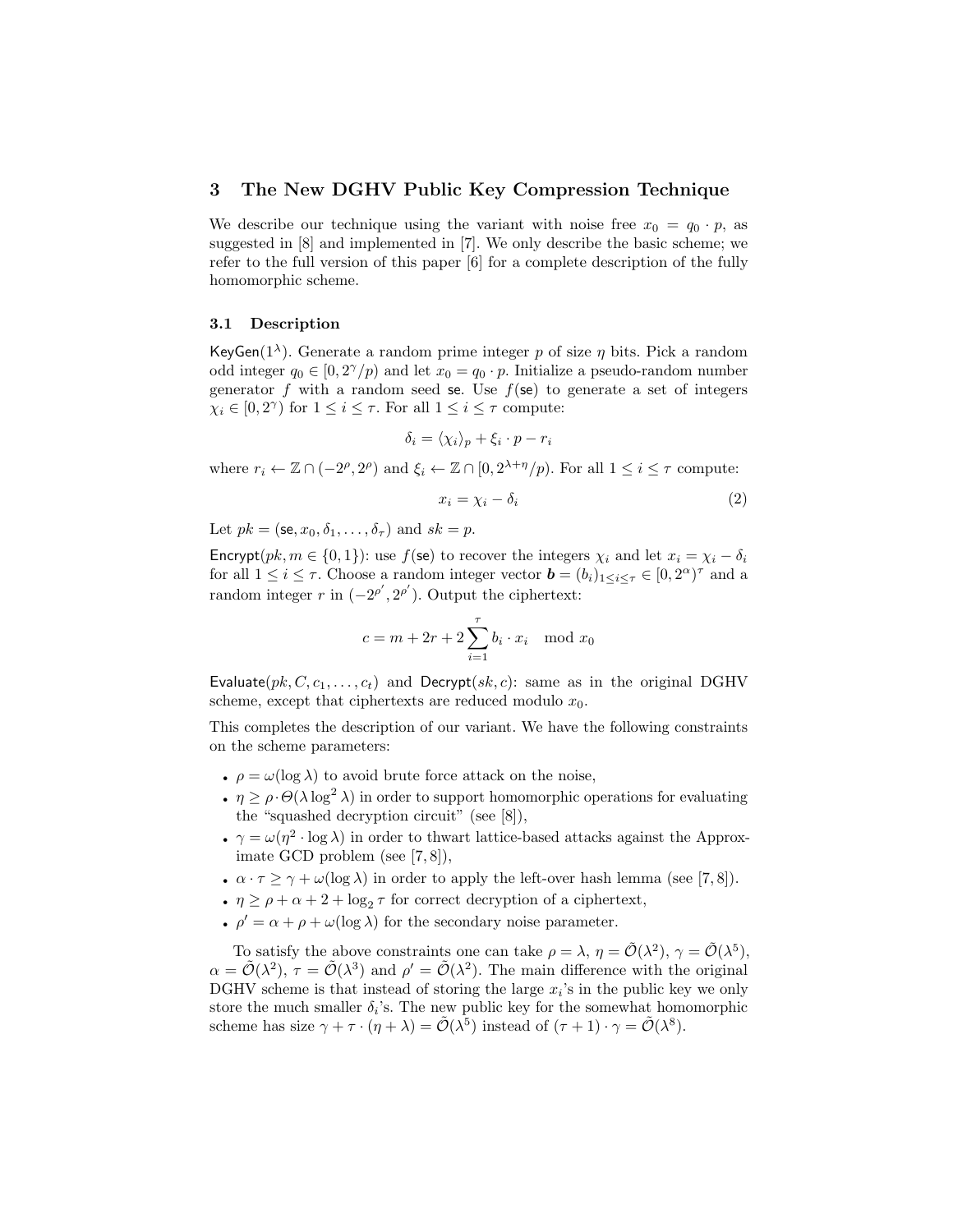## 3 The New DGHV Public Key Compression Technique

We describe our technique using the variant with noise free $x_0 = q_0 \cdot p$, as suggested in [8] and implemented in [7]. We only describe the basic scheme; we refer to the full version of this paper [6] for a complete description of the fully homomorphic scheme.

### 3.1 Description

$\mathsf{KeyGen}(1^\lambda)$. Generate a random prime integer $p$ of size $\eta$ bits. Pick a random odd integer $q_0 \in [0, 2^\gamma/p)$ and let $x_0 = q_0 \cdot p$. Initialize a pseudo-random number generator $f$ with a random seed $\mathsf{se}$. Use $f(\mathsf{se})$ to generate a set of integers $\chi_i \in [0, 2^\gamma)$ for $1 \le i \le \tau$. For all $1 \le i \le \tau$ compute:

$$\delta_i = \langle \chi_i \rangle_p + \xi_i \cdot p - r_i$$

where $r_i \leftarrow \mathbb{Z} \cap (-2^\rho, 2^\rho)$ and $\xi_i \leftarrow \mathbb{Z} \cap [0, 2^{\lambda+\eta}/p)$. For all $1 \le i \le \tau$ compute:

$$x_i = \chi_i - \delta_i \tag{2}$$

Let $pk = (\mathsf{se}, x_0, \delta_1, \ldots, \delta_\tau)$ and $sk = p$.

$\mathsf{Encrypt}(pk, m \in \{0,1\})$: use $f(\mathsf{se})$ to recover the integers $\chi_i$ and let $x_i = \chi_i - \delta_i$ for all $1 \le i \le \tau$. Choose a random integer vector $\boldsymbol{b} = (b_i)_{1 \le i \le \tau} \in [0, 2^\alpha)^\tau$ and a random integer $r$ in $(-2^{\rho'}, 2^{\rho'})$. Output the ciphertext:

$$c = m + 2r + 2\sum_{i=1}^{\tau} b_i \cdot x_i \mod x_0$$

$\mathsf{Evaluate}(pk, C, c_1, \ldots, c_t)$ and $\mathsf{Decrypt}(sk, c)$: same as in the original DGHV scheme, except that ciphertexts are reduced modulo $x_0$.

This completes the description of our variant. We have the following constraints on the scheme parameters:

- $\rho = \omega(\log \lambda)$ to avoid brute force attack on the noise,
- $\eta \ge \rho \cdot \Theta(\lambda \log^2 \lambda)$ in order to support homomorphic operations for evaluating the "squashed decryption circuit" (see [8]),
- $\gamma = \omega(\eta^2 \cdot \log \lambda)$ in order to thwart lattice-based attacks against the Approximate GCD problem (see [7, 8]),
- $\alpha \cdot \tau \ge \gamma + \omega(\log \lambda)$ in order to apply the left-over hash lemma (see [7, 8]).
- $\eta \ge \rho + \alpha + 2 + \log_2 \tau$ for correct decryption of a ciphertext,
- $\rho' = \alpha + \rho + \omega(\log \lambda)$ for the secondary noise parameter.

To satisfy the above constraints one can take $\rho = \lambda$, $\eta = \tilde{\mathcal{O}}(\lambda^2)$, $\gamma = \tilde{\mathcal{O}}(\lambda^5)$, $\alpha = \tilde{\mathcal{O}}(\lambda^2)$, $\tau = \tilde{\mathcal{O}}(\lambda^3)$ and $\rho' = \tilde{\mathcal{O}}(\lambda^2)$. The main difference with the original DGHV scheme is that instead of storing the large $x_i$'s in the public key we only store the much smaller $\delta_i$'s. The new public key for the somewhat homomorphic scheme has size $\gamma + \tau \cdot (\eta + \lambda) = \tilde{\mathcal{O}}(\lambda^5)$ instead of $(\tau + 1) \cdot \gamma = \tilde{\mathcal{O}}(\lambda^8)$.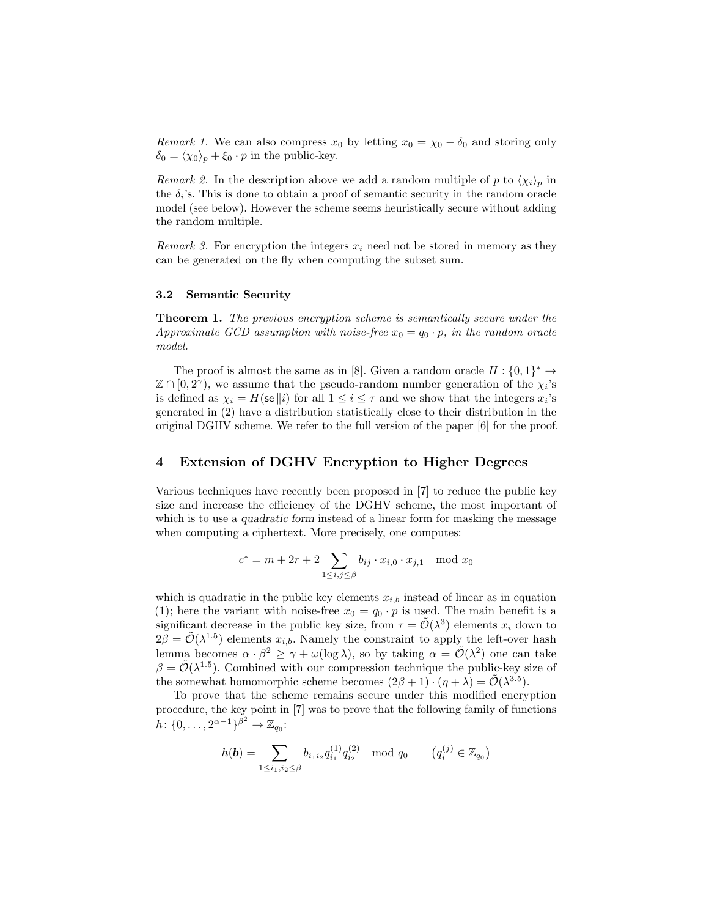*Remark 1.* We can also compress $x_0$ by letting $x_0 = \chi_0 - \delta_0$ and storing only $\delta_0 = \langle \chi_0 \rangle_p + \xi_0 \cdot p$ in the public-key.

*Remark 2.* In the description above we add a random multiple of $p$ to $\langle \chi_i \rangle_p$ in the $\delta_i$'s. This is done to obtain a proof of semantic security in the random oracle model (see below). However the scheme seems heuristically secure without adding the random multiple.

*Remark 3.* For encryption the integers $x_i$ need not be stored in memory as they can be generated on the fly when computing the subset sum.

### 3.2 Semantic Security

**Theorem 1.** *The previous encryption scheme is semantically secure under the Approximate GCD assumption with noise-free $x_0 = q_0 \cdot p$, in the random oracle model.*

The proof is almost the same as in [8]. Given a random oracle $H : \{0,1\}^* \to \mathbb{Z} \cap [0, 2^\gamma)$, we assume that the pseudo-random number generation of the $\chi_i$'s is defined as $\chi_i = H(\mathsf{se} \| i)$ for all $1 \le i \le \tau$ and we show that the integers $x_i$'s generated in (2) have a distribution statistically close to their distribution in the original DGHV scheme. We refer to the full version of the paper [6] for the proof.

## 4 Extension of DGHV Encryption to Higher Degrees

Various techniques have recently been proposed in [7] to reduce the public key size and increase the efficiency of the DGHV scheme, the most important of which is to use a *quadratic form* instead of a linear form for masking the message when computing a ciphertext. More precisely, one computes:

$$c^* = m + 2r + 2 \sum_{1 \le i,j \le \beta} b_{ij} \cdot x_{i,0} \cdot x_{j,1} \mod x_0$$

which is quadratic in the public key elements $x_{i,b}$ instead of linear as in equation (1); here the variant with noise-free $x_0 = q_0 \cdot p$ is used. The main benefit is a significant decrease in the public key size, from $\tau = \tilde{\mathcal{O}}(\lambda^3)$ elements $x_i$ down to $2\beta = \tilde{\mathcal{O}}(\lambda^{1.5})$ elements $x_{i,b}$. Namely the constraint to apply the left-over hash lemma becomes $\alpha \cdot \beta^2 \ge \gamma + \omega(\log \lambda)$, so by taking $\alpha = \tilde{\mathcal{O}}(\lambda^2)$ one can take $\beta = \tilde{\mathcal{O}}(\lambda^{1.5})$. Combined with our compression technique the public-key size of the somewhat homomorphic scheme becomes $(2\beta + 1) \cdot (\eta + \lambda) = \tilde{\mathcal{O}}(\lambda^{3.5})$.

To prove that the scheme remains secure under this modified encryption procedure, the key point in [7] was to prove that the following family of functions $h \colon \{0, \ldots, 2^{\alpha-1}\}^{\beta^2} \to \mathbb{Z}_{q_0}$:

$$h(\boldsymbol{b}) = \sum_{1 \le i_1, i_2 \le \beta} b_{i_1 i_2} q_{i_1}^{(1)} q_{i_2}^{(2)} \mod q_0 \qquad \left(q_i^{(j)} \in \mathbb{Z}_{q_0}\right)$$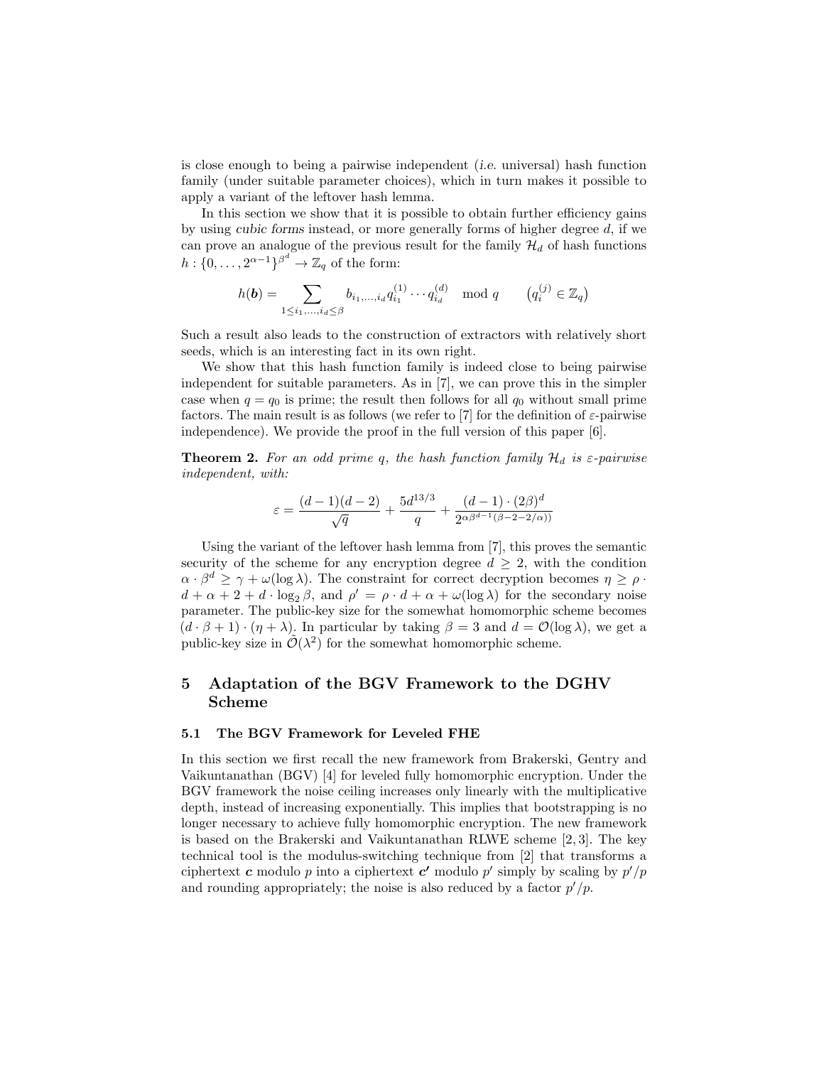is close enough to being a pairwise independent (*i.e.* universal) hash function family (under suitable parameter choices), which in turn makes it possible to apply a variant of the leftover hash lemma.

In this section we show that it is possible to obtain further efficiency gains by using *cubic forms* instead, or more generally forms of higher degree $d$, if we can prove an analogue of the previous result for the family $\mathcal{H}_d$ of hash functions $h : \{0, \dots, 2^{\alpha-1}\}^{\beta^d} \to \mathbb{Z}_q$ of the form:

$$h(\boldsymbol{b}) = \sum_{1 \le i_1, \dots, i_d \le \beta} b_{i_1, \dots, i_d} q_{i_1}^{(1)} \cdots q_{i_d}^{(d)} \mod q \qquad \left(q_i^{(j)} \in \mathbb{Z}_q\right)$$

Such a result also leads to the construction of extractors with relatively short seeds, which is an interesting fact in its own right.

We show that this hash function family is indeed close to being pairwise independent for suitable parameters. As in [7], we can prove this in the simpler case when $q = q_0$ is prime; the result then follows for all $q_0$ without small prime factors. The main result is as follows (we refer to [7] for the definition of $\varepsilon$-pairwise independence). We provide the proof in the full version of this paper [6].

**Theorem 2.** *For an odd prime $q$, the hash function family $\mathcal{H}_d$ is $\varepsilon$-pairwise independent, with:*

$$\varepsilon = \frac{(d-1)(d-2)}{\sqrt{q}} + \frac{5d^{13/3}}{q} + \frac{(d-1) \cdot (2\beta)^d}{2^{\alpha\beta^{d-1}(\beta - 2 - 2/\alpha))}}$$

Using the variant of the leftover hash lemma from [7], this proves the semantic security of the scheme for any encryption degree $d \ge 2$, with the condition $\alpha \cdot \beta^d \ge \gamma + \omega(\log \lambda)$. The constraint for correct decryption becomes $\eta \ge \rho \cdot d + \alpha + 2 + d \cdot \log_2 \beta$, and $\rho' = \rho \cdot d + \alpha + \omega(\log \lambda)$ for the secondary noise parameter. The public-key size for the somewhat homomorphic scheme becomes $(d \cdot \beta + 1) \cdot (\eta + \lambda)$. In particular by taking $\beta = 3$ and $d = \mathcal{O}(\log \lambda)$, we get a public-key size in $\tilde{\mathcal{O}}(\lambda^2)$ for the somewhat homomorphic scheme.

## 5 Adaptation of the BGV Framework to the DGHV Scheme

### 5.1 The BGV Framework for Leveled FHE

In this section we first recall the new framework from Brakerski, Gentry and Vaikuntanathan (BGV) [4] for leveled fully homomorphic encryption. Under the BGV framework the noise ceiling increases only linearly with the multiplicative depth, instead of increasing exponentially. This implies that bootstrapping is no longer necessary to achieve fully homomorphic encryption. The new framework is based on the Brakerski and Vaikuntanathan RLWE scheme [2, 3]. The key technical tool is the modulus-switching technique from [2] that transforms a ciphertext $\boldsymbol{c}$ modulo $p$ into a ciphertext $\boldsymbol{c}'$ modulo $p'$ simply by scaling by $p'/p$ and rounding appropriately; the noise is also reduced by a factor $p'/p$.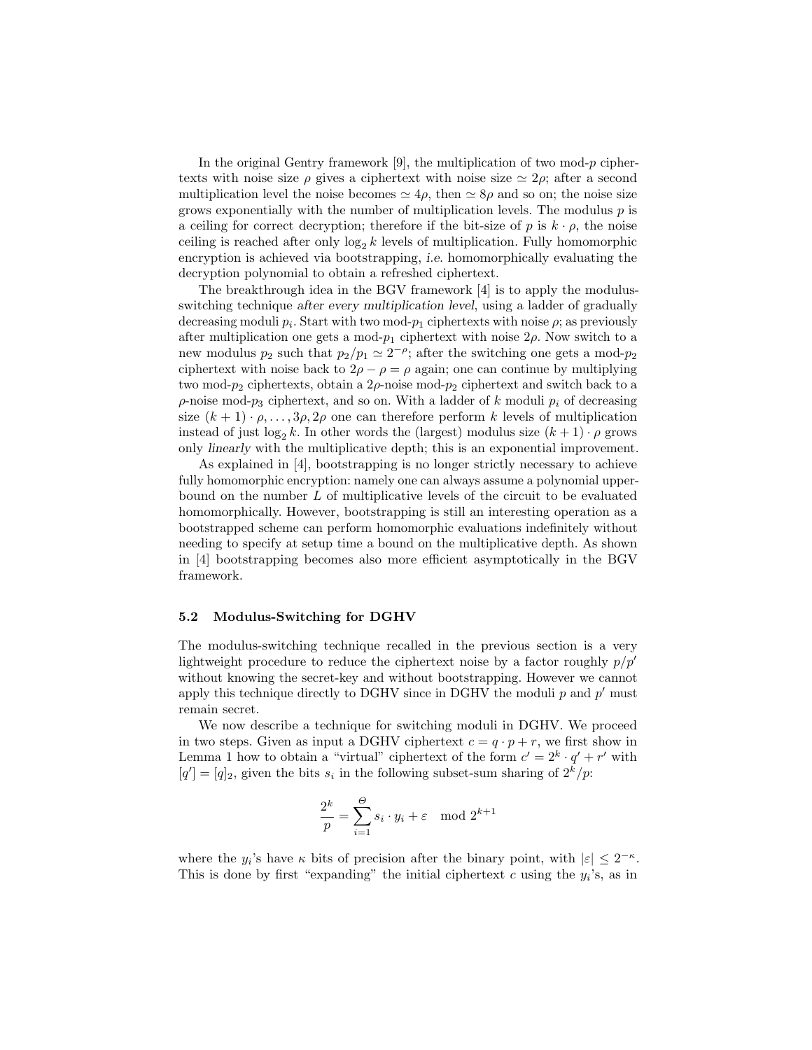In the original Gentry framework [9], the multiplication of two mod-$p$ ciphertexts with noise size $\rho$ gives a ciphertext with noise size $\simeq 2\rho$; after a second multiplication level the noise becomes $\simeq 4\rho$, then $\simeq 8\rho$ and so on; the noise size grows exponentially with the number of multiplication levels. The modulus $p$ is a ceiling for correct decryption; therefore if the bit-size of $p$ is $k \cdot \rho$, the noise ceiling is reached after only $\log_2 k$ levels of multiplication. Fully homomorphic encryption is achieved via bootstrapping, *i.e.* homomorphically evaluating the decryption polynomial to obtain a refreshed ciphertext.

The breakthrough idea in the BGV framework [4] is to apply the modulus-switching technique *after every multiplication level*, using a ladder of gradually decreasing moduli $p_i$. Start with two mod-$p_1$ ciphertexts with noise $\rho$; as previously after multiplication one gets a mod-$p_1$ ciphertext with noise $2\rho$. Now switch to a new modulus $p_2$ such that $p_2/p_1 \simeq 2^{-\rho}$; after the switching one gets a mod-$p_2$ ciphertext with noise back to $2\rho - \rho = \rho$ again; one can continue by multiplying two mod-$p_2$ ciphertexts, obtain a $2\rho$-noise mod-$p_2$ ciphertext and switch back to a $\rho$-noise mod-$p_3$ ciphertext, and so on. With a ladder of $k$ moduli $p_i$ of decreasing size $(k+1)\cdot\rho, \ldots, 3\rho, 2\rho$ one can therefore perform $k$ levels of multiplication instead of just $\log_2 k$. In other words the (largest) modulus size $(k+1)\cdot\rho$ grows only *linearly* with the multiplicative depth; this is an exponential improvement.

As explained in [4], bootstrapping is no longer strictly necessary to achieve fully homomorphic encryption: namely one can always assume a polynomial upper-bound on the number $L$ of multiplicative levels of the circuit to be evaluated homomorphically. However, bootstrapping is still an interesting operation as a bootstrapped scheme can perform homomorphic evaluations indefinitely without needing to specify at setup time a bound on the multiplicative depth. As shown in [4] bootstrapping becomes also more efficient asymptotically in the BGV framework.

### 5.2 Modulus-Switching for DGHV

The modulus-switching technique recalled in the previous section is a very lightweight procedure to reduce the ciphertext noise by a factor roughly $p/p'$ without knowing the secret-key and without bootstrapping. However we cannot apply this technique directly to DGHV since in DGHV the moduli $p$ and $p'$ must remain secret.

We now describe a technique for switching moduli in DGHV. We proceed in two steps. Given as input a DGHV ciphertext $c = q \cdot p + r$, we first show in Lemma 1 how to obtain a "virtual" ciphertext of the form $c' = 2^k \cdot q' + r'$ with $[q'] = [q]_2$, given the bits $s_i$ in the following subset-sum sharing of $2^k/p$:

$$\frac{2^k}{p} = \sum_{i=1}^{\Theta} s_i \cdot y_i + \varepsilon \mod 2^{k+1}$$

where the $y_i$'s have $\kappa$ bits of precision after the binary point, with $|\varepsilon| \leq 2^{-\kappa}$. This is done by first "expanding" the initial ciphertext $c$ using the $y_i$'s, as in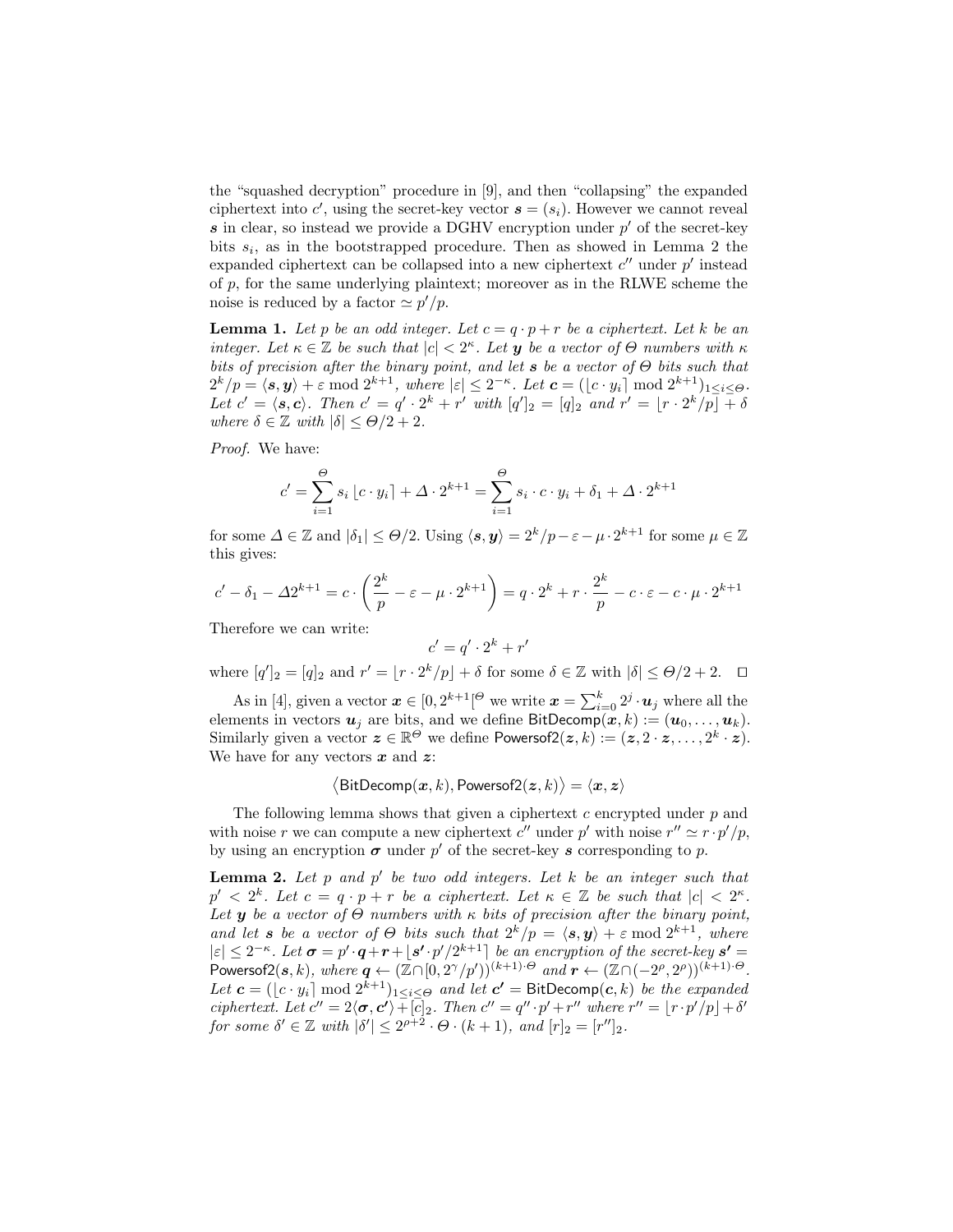the "squashed decryption" procedure in [9], and then "collapsing" the expanded ciphertext into $c'$, using the secret-key vector $\boldsymbol{s} = (s_i)$. However we cannot reveal $\boldsymbol{s}$ in clear, so instead we provide a DGHV encryption under $p'$ of the secret-key bits $s_i$, as in the bootstrapped procedure. Then as showed in Lemma 2 the expanded ciphertext can be collapsed into a new ciphertext $c''$ under $p'$ instead of $p$, for the same underlying plaintext; moreover as in the RLWE scheme the noise is reduced by a factor $\simeq p'/p$.

**Lemma 1.** *Let $p$ be an odd integer. Let $c = q \cdot p + r$ be a ciphertext. Let $k$ be an integer. Let $\kappa \in \mathbb{Z}$ be such that $|c| < 2^\kappa$. Let $\boldsymbol{y}$ be a vector of $\Theta$ numbers with $\kappa$ bits of precision after the binary point, and let $\boldsymbol{s}$ be a vector of $\Theta$ bits such that $2^k/p = \langle \boldsymbol{s}, \boldsymbol{y} \rangle + \varepsilon \bmod 2^{k+1}$, where $|\varepsilon| \leq 2^{-\kappa}$. Let $\boldsymbol{c} = (\lfloor c \cdot y_i \rceil \bmod 2^{k+1})_{1 \leq i \leq \Theta}$. Let $c' = \langle \boldsymbol{s}, \boldsymbol{c} \rangle$. Then $c' = q' \cdot 2^k + r'$ with $[q']_2 = [q]_2$ and $r' = \lfloor r \cdot 2^k/p \rceil + \delta$ where $\delta \in \mathbb{Z}$ with $|\delta| \leq \Theta/2 + 2$.*

*Proof.* We have:

$$c' = \sum_{i=1}^{\Theta} s_i \lfloor c \cdot y_i \rceil + \Delta \cdot 2^{k+1} = \sum_{i=1}^{\Theta} s_i \cdot c \cdot y_i + \delta_1 + \Delta \cdot 2^{k+1}$$

for some $\Delta \in \mathbb{Z}$ and $|\delta_1| \leq \Theta/2$. Using $\langle \boldsymbol{s}, \boldsymbol{y} \rangle = 2^k/p - \varepsilon - \mu \cdot 2^{k+1}$ for some $\mu \in \mathbb{Z}$ this gives:

$$c' - \delta_1 - \Delta 2^{k+1} = c \cdot \left( \frac{2^k}{p} - \varepsilon - \mu \cdot 2^{k+1} \right) = q \cdot 2^k + r \cdot \frac{2^k}{p} - c \cdot \varepsilon - c \cdot \mu \cdot 2^{k+1}$$

Therefore we can write:

$$c' = q' \cdot 2^k + r'$$

where $[q']_2 = [q]_2$ and $r' = \lfloor r \cdot 2^k/p \rceil + \delta$ for some $\delta \in \mathbb{Z}$ with $|\delta| \leq \Theta/2 + 2$. $\square$

As in [4], given a vector $\boldsymbol{x} \in [0, 2^{k+1}[^\Theta$ we write $\boldsymbol{x} = \sum_{j=0}^{k} 2^j \cdot \boldsymbol{u}_j$ where all the elements in vectors $\boldsymbol{u}_j$ are bits, and we define $\mathsf{BitDecomp}(\boldsymbol{x}, k) := (\boldsymbol{u}_0, \ldots, \boldsymbol{u}_k)$. Similarly given a vector $\boldsymbol{z} \in \mathbb{R}^\Theta$ we define $\mathsf{Powersof2}(\boldsymbol{z}, k) := (\boldsymbol{z}, 2 \cdot \boldsymbol{z}, \ldots, 2^k \cdot \boldsymbol{z})$. We have for any vectors $\boldsymbol{x}$ and $\boldsymbol{z}$:

$$\big\langle \mathsf{BitDecomp}(\boldsymbol{x}, k), \mathsf{Powersof2}(\boldsymbol{z}, k) \big\rangle = \langle \boldsymbol{x}, \boldsymbol{z} \rangle$$

The following lemma shows that given a ciphertext $c$ encrypted under $p$ and with noise $r$ we can compute a new ciphertext $c''$ under $p'$ with noise $r'' \simeq r \cdot p'/p$, by using an encryption $\boldsymbol{\sigma}$ under $p'$ of the secret-key $\boldsymbol{s}$ corresponding to $p$.

**Lemma 2.** *Let $p$ and $p'$ be two odd integers. Let $k$ be an integer such that $p' < 2^k$. Let $c = q \cdot p + r$ be a ciphertext. Let $\kappa \in \mathbb{Z}$ be such that $|c| < 2^\kappa$. Let $\boldsymbol{y}$ be a vector of $\Theta$ numbers with $\kappa$ bits of precision after the binary point, and let $\boldsymbol{s}$ be a vector of $\Theta$ bits such that $2^k/p = \langle \boldsymbol{s}, \boldsymbol{y} \rangle + \varepsilon \bmod 2^{k+1}$, where $|\varepsilon| \leq 2^{-\kappa}$. Let $\boldsymbol{\sigma} = p' \cdot \boldsymbol{q} + \boldsymbol{r} + \lfloor \boldsymbol{s'} \cdot p'/2^{k+1} \rceil$ be an encryption of the secret-key $\boldsymbol{s'} = \mathsf{Powersof2}(\boldsymbol{s}, k)$, where $\boldsymbol{q} \leftarrow (\mathbb{Z} \cap [0, 2^\gamma/p'))^{(k+1) \cdot \Theta}$ and $\boldsymbol{r} \leftarrow (\mathbb{Z} \cap (-2^\rho, 2^\rho))^{(k+1) \cdot \Theta}$. Let $\boldsymbol{c} = (\lfloor c \cdot y_i \rceil \bmod 2^{k+1})_{1 \leq i \leq \Theta}$ and let $\boldsymbol{c'} = \mathsf{BitDecomp}(\boldsymbol{c}, k)$ be the expanded ciphertext. Let $c'' = 2\langle \boldsymbol{\sigma}, \boldsymbol{c'} \rangle + [c]_2$. Then $c'' = q'' \cdot p' + r''$ where $r'' = \lfloor r \cdot p'/p \rceil + \delta'$ for some $\delta' \in \mathbb{Z}$ with $|\delta'| \leq 2^{\rho+2} \cdot \Theta \cdot (k+1)$, and $[r]_2 = [r'']_2$.*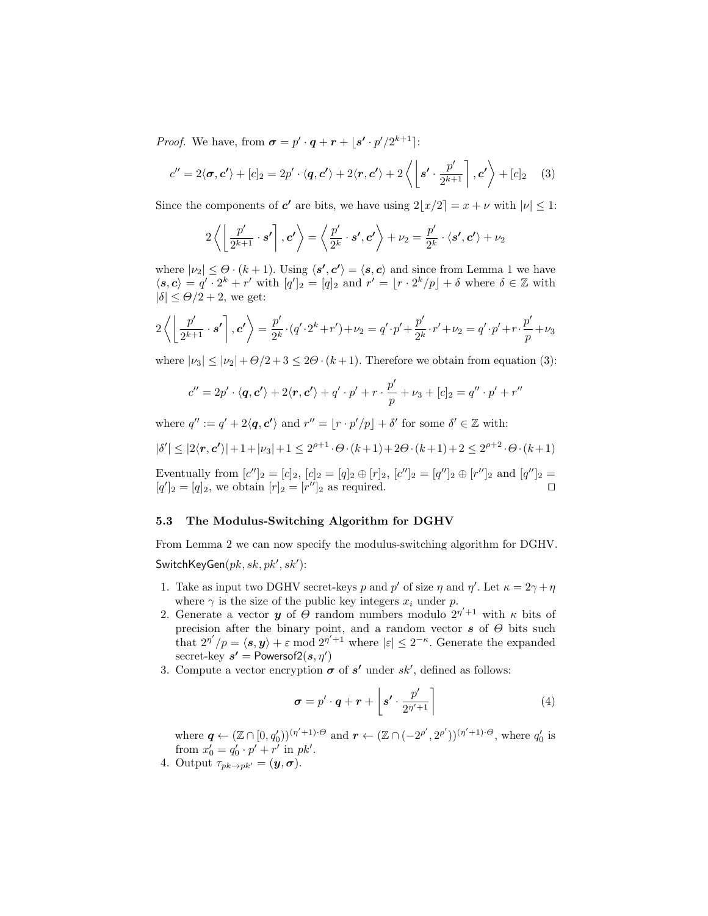*Proof.* We have, from $\boldsymbol{\sigma} = p' \cdot \boldsymbol{q} + \boldsymbol{r} + \lfloor \boldsymbol{s'} \cdot p'/2^{k+1} \rceil$:

$$c'' = 2\langle \boldsymbol{\sigma}, \boldsymbol{c'} \rangle + [c]_2 = 2p' \cdot \langle \boldsymbol{q}, \boldsymbol{c'} \rangle + 2\langle \boldsymbol{r}, \boldsymbol{c'} \rangle + 2\left\langle \left\lfloor \boldsymbol{s'} \cdot \frac{p'}{2^{k+1}} \right\rceil, \boldsymbol{c'} \right\rangle + [c]_2 \quad (3)$$

Since the components of $\boldsymbol{c'}$ are bits, we have using $2\lfloor x/2 \rceil = x + \nu$ with $|\nu| \leq 1$:

$$2\left\langle \left\lfloor \frac{p'}{2^{k+1}} \cdot \boldsymbol{s'} \right\rceil, \boldsymbol{c'} \right\rangle = \left\langle \frac{p'}{2^k} \cdot \boldsymbol{s'}, \boldsymbol{c'} \right\rangle + \nu_2 = \frac{p'}{2^k} \cdot \langle \boldsymbol{s'}, \boldsymbol{c'} \rangle + \nu_2$$

where $|\nu_2| \leq \Theta \cdot (k+1)$. Using $\langle \boldsymbol{s'}, \boldsymbol{c'} \rangle = \langle \boldsymbol{s}, \boldsymbol{c} \rangle$ and since from Lemma 1 we have $\langle \boldsymbol{s}, \boldsymbol{c} \rangle = q' \cdot 2^k + r'$ with $[q']_2 = [q]_2$ and $r' = \lfloor r \cdot 2^k/p \rceil + \delta$ where $\delta \in \mathbb{Z}$ with $|\delta| \leq \Theta/2 + 2$, we get:

$$2\left\langle \left\lfloor \frac{p'}{2^{k+1}} \cdot \boldsymbol{s'} \right\rceil, \boldsymbol{c'} \right\rangle = \frac{p'}{2^k} \cdot (q' \cdot 2^k + r') + \nu_2 = q' \cdot p' + \frac{p'}{2^k} \cdot r' + \nu_2 = q' \cdot p' + r \cdot \frac{p'}{p} + \nu_3$$

where $|\nu_3| \leq |\nu_2| + \Theta/2 + 3 \leq 2\Theta \cdot (k+1)$. Therefore we obtain from equation (3):

$$c'' = 2p' \cdot \langle \boldsymbol{q}, \boldsymbol{c'} \rangle + 2\langle \boldsymbol{r}, \boldsymbol{c'} \rangle + q' \cdot p' + r \cdot \frac{p'}{p} + \nu_3 + [c]_2 = q'' \cdot p' + r''$$

where $q'' := q' + 2\langle \boldsymbol{q}, \boldsymbol{c'} \rangle$ and $r'' = \lfloor r \cdot p'/p \rceil + \delta'$ for some $\delta' \in \mathbb{Z}$ with:

$$|\delta'| \leq |2\langle \boldsymbol{r}, \boldsymbol{c'} \rangle| + 1 + |\nu_3| + 1 \leq 2^{\rho+1} \cdot \Theta \cdot (k+1) + 2\Theta \cdot (k+1) + 2 \leq 2^{\rho+2} \cdot \Theta \cdot (k+1)$$

Eventually from $[c'']_2 = [c]_2$, $[c]_2 = [q]_2 \oplus [r]_2$, $[c'']_2 = [q'']_2 \oplus [r'']_2$ and $[q'']_2 = [q']_2 = [q]_2$, we obtain $[r]_2 = [r'']_2$ as required. □

### 5.3 The Modulus-Switching Algorithm for DGHV

From Lemma 2 we can now specify the modulus-switching algorithm for DGHV.

$\mathsf{SwitchKeyGen}(pk, sk, pk', sk')$:

1. Take as input two DGHV secret-keys $p$ and $p'$ of size $\eta$ and $\eta'$. Let $\kappa = 2\gamma + \eta$ where $\gamma$ is the size of the public key integers $x_i$ under $p$.
2. Generate a vector $\boldsymbol{y}$ of $\Theta$ random numbers modulo $2^{\eta'+1}$ with $\kappa$ bits of precision after the binary point, and a random vector $\boldsymbol{s}$ of $\Theta$ bits such that $2^{\eta'}/p = \langle \boldsymbol{s}, \boldsymbol{y} \rangle + \varepsilon \bmod 2^{\eta'+1}$ where $|\varepsilon| \leq 2^{-\kappa}$. Generate the expanded secret-key $\boldsymbol{s'} = \mathsf{Powersof2}(\boldsymbol{s}, \eta')$
3. Compute a vector encryption $\boldsymbol{\sigma}$ of $\boldsymbol{s'}$ under $sk'$, defined as follows:
$$\boldsymbol{\sigma} = p' \cdot \boldsymbol{q} + \boldsymbol{r} + \left\lfloor \boldsymbol{s'} \cdot \frac{p'}{2^{\eta'+1}} \right\rceil \quad (4)$$
where $\boldsymbol{q} \leftarrow (\mathbb{Z} \cap [0, q'_0))^{(\eta'+1)\cdot\Theta}$ and $\boldsymbol{r} \leftarrow (\mathbb{Z} \cap (-2^{\rho'}, 2^{\rho'}))^{(\eta'+1)\cdot\Theta}$, where $q'_0$ is from $x'_0 = q'_0 \cdot p' + r'$ in $pk'$.
4. Output $\tau_{pk \to pk'} = (\boldsymbol{y}, \boldsymbol{\sigma})$.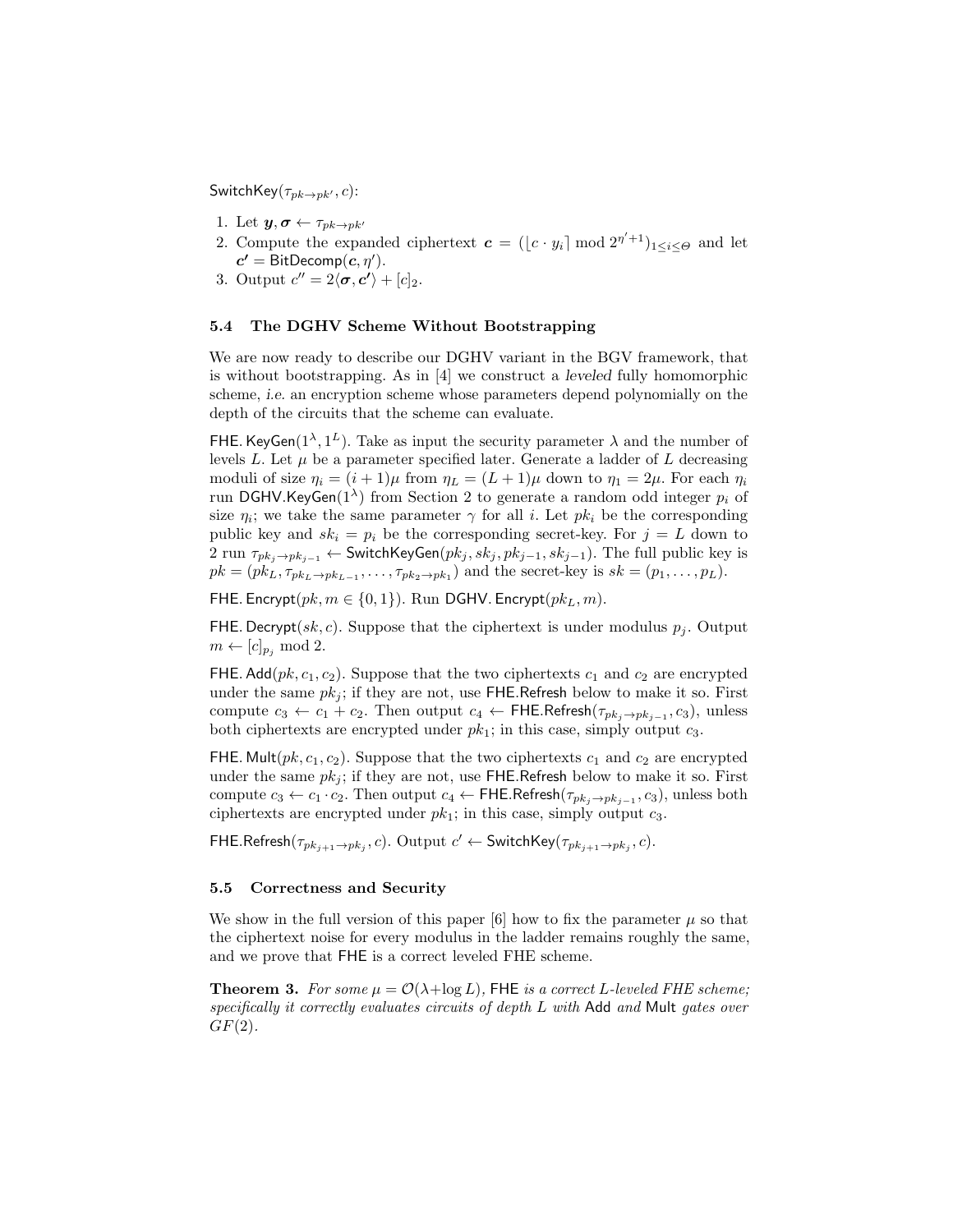$\mathsf{SwitchKey}(\tau_{pk \to pk'}, c)$:

1. Let $\boldsymbol{y}, \boldsymbol{\sigma} \leftarrow \tau_{pk \to pk'}$
2. Compute the expanded ciphertext $\boldsymbol{c} = (\lfloor c \cdot y_i \rceil \bmod 2^{\eta'+1})_{1 \le i \le \Theta}$ and let $\boldsymbol{c'} = \mathsf{BitDecomp}(\boldsymbol{c}, \eta')$.
3. Output $c'' = 2\langle \boldsymbol{\sigma}, \boldsymbol{c'} \rangle + [c]_2$.

### 5.4 The DGHV Scheme Without Bootstrapping

We are now ready to describe our DGHV variant in the BGV framework, that is without bootstrapping. As in [4] we construct a *leveled* fully homomorphic scheme, *i.e.* an encryption scheme whose parameters depend polynomially on the depth of the circuits that the scheme can evaluate.

$\mathsf{FHE.KeyGen}(1^\lambda, 1^L)$. Take as input the security parameter $\lambda$ and the number of levels $L$. Let $\mu$ be a parameter specified later. Generate a ladder of $L$ decreasing moduli of size $\eta_i = (i+1)\mu$ from $\eta_L = (L+1)\mu$ down to $\eta_1 = 2\mu$. For each $\eta_i$ run $\mathsf{DGHV.KeyGen}(1^\lambda)$ from Section 2 to generate a random odd integer $p_i$ of size $\eta_i$; we take the same parameter $\gamma$ for all $i$. Let $pk_i$ be the corresponding public key and $sk_i = p_i$ be the corresponding secret-key. For $j = L$ down to 2 run $\tau_{pk_j \to pk_{j-1}} \leftarrow \mathsf{SwitchKeyGen}(pk_j, sk_j, pk_{j-1}, sk_{j-1})$. The full public key is $pk = (pk_L, \tau_{pk_L \to pk_{L-1}}, \ldots, \tau_{pk_2 \to pk_1})$ and the secret-key is $sk = (p_1, \ldots, p_L)$.

$\mathsf{FHE.Encrypt}(pk, m \in \{0,1\})$. Run $\mathsf{DGHV.Encrypt}(pk_L, m)$.

$\mathsf{FHE.Decrypt}(sk, c)$. Suppose that the ciphertext is under modulus $p_j$. Output $m \leftarrow [c]_{p_j} \bmod 2$.

$\mathsf{FHE.Add}(pk, c_1, c_2)$. Suppose that the two ciphertexts $c_1$ and $c_2$ are encrypted under the same $pk_j$; if they are not, use $\mathsf{FHE.Refresh}$ below to make it so. First compute $c_3 \leftarrow c_1 + c_2$. Then output $c_4 \leftarrow \mathsf{FHE.Refresh}(\tau_{pk_j \to pk_{j-1}}, c_3)$, unless both ciphertexts are encrypted under $pk_1$; in this case, simply output $c_3$.

$\mathsf{FHE.Mult}(pk, c_1, c_2)$. Suppose that the two ciphertexts $c_1$ and $c_2$ are encrypted under the same $pk_j$; if they are not, use $\mathsf{FHE.Refresh}$ below to make it so. First compute $c_3 \leftarrow c_1 \cdot c_2$. Then output $c_4 \leftarrow \mathsf{FHE.Refresh}(\tau_{pk_j \to pk_{j-1}}, c_3)$, unless both ciphertexts are encrypted under $pk_1$; in this case, simply output $c_3$.

$\mathsf{FHE.Refresh}(\tau_{pk_{j+1} \to pk_j}, c)$. Output $c' \leftarrow \mathsf{SwitchKey}(\tau_{pk_{j+1} \to pk_j}, c)$.

### 5.5 Correctness and Security

We show in the full version of this paper [6] how to fix the parameter $\mu$ so that the ciphertext noise for every modulus in the ladder remains roughly the same, and we prove that FHE is a correct leveled FHE scheme.

**Theorem 3.** *For some $\mu = \mathcal{O}(\lambda + \log L)$, FHE is a correct $L$-leveled FHE scheme; specifically it correctly evaluates circuits of depth $L$ with* Add *and* Mult *gates over $GF(2)$.*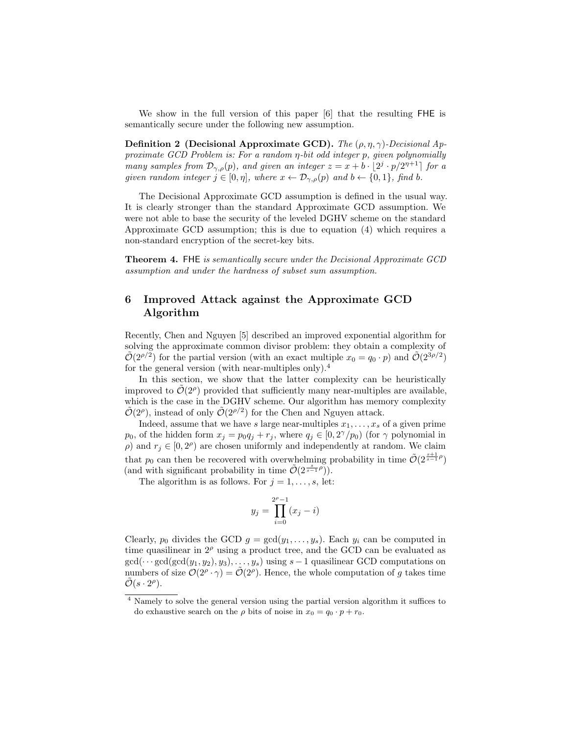We show in the full version of this paper [6] that the resulting FHE is semantically secure under the following new assumption.

**Definition 2 (Decisional Approximate GCD).** *The $(\rho, \eta, \gamma)$-Decisional Approximate GCD Problem is: For a random $\eta$-bit odd integer $p$, given polynomially many samples from $\mathcal{D}_{\gamma,\rho}(p)$, and given an integer $z = x + b \cdot \lfloor 2^j \cdot p/2^{\eta+1} \rceil$ for a given random integer $j \in [0, \eta]$, where $x \leftarrow \mathcal{D}_{\gamma,\rho}(p)$ and $b \leftarrow \{0, 1\}$, find $b$.*

The Decisional Approximate GCD assumption is defined in the usual way. It is clearly stronger than the standard Approximate GCD assumption. We were not able to base the security of the leveled DGHV scheme on the standard Approximate GCD assumption; this is due to equation (4) which requires a non-standard encryption of the secret-key bits.

**Theorem 4.** FHE *is semantically secure under the Decisional Approximate GCD assumption and under the hardness of subset sum assumption.*

## 6 Improved Attack against the Approximate GCD Algorithm

Recently, Chen and Nguyen [5] described an improved exponential algorithm for solving the approximate common divisor problem: they obtain a complexity of $\tilde{\mathcal{O}}(2^{\rho/2})$ for the partial version (with an exact multiple $x_0 = q_0 \cdot p$) and $\tilde{\mathcal{O}}(2^{3\rho/2})$ for the general version (with near-multiples only).[4]

In this section, we show that the latter complexity can be heuristically improved to $\tilde{\mathcal{O}}(2^{\rho})$ provided that sufficiently many near-multiples are available, which is the case in the DGHV scheme. Our algorithm has memory complexity $\tilde{\mathcal{O}}(2^{\rho})$, instead of only $\tilde{\mathcal{O}}(2^{\rho/2})$ for the Chen and Nguyen attack.

Indeed, assume that we have $s$ large near-multiples $x_1, \ldots, x_s$ of a given prime $p_0$, of the hidden form $x_j = p_0 q_j + r_j$, where $q_j \in [0, 2^{\gamma}/p_0)$ (for $\gamma$ polynomial in $\rho$) and $r_j \in [0, 2^{\rho})$ are chosen uniformly and independently at random. We claim that $p_0$ can then be recovered with overwhelming probability in time $\tilde{\mathcal{O}}(2^{\frac{s+1}{s-1}\rho})$ (and with significant probability in time $\tilde{\mathcal{O}}(2^{\frac{s}{s-1}\rho})$).

The algorithm is as follows. For $j = 1, \ldots, s$, let:

$$y_j = \prod_{i=0}^{2^{\rho}-1} (x_j - i)$$

Clearly, $p_0$ divides the GCD $g = \gcd(y_1, \ldots, y_s)$. Each $y_i$ can be computed in time quasilinear in $2^{\rho}$ using a product tree, and the GCD can be evaluated as $\gcd(\cdots \gcd(\gcd(y_1, y_2), y_3), \ldots, y_s)$ using $s - 1$ quasilinear GCD computations on numbers of size $\mathcal{O}(2^{\rho} \cdot \gamma) = \tilde{\mathcal{O}}(2^{\rho})$. Hence, the whole computation of $g$ takes time $\tilde{\mathcal{O}}(s \cdot 2^{\rho})$.

[4] Namely to solve the general version using the partial version algorithm it suffices to do exhaustive search on the $\rho$ bits of noise in $x_0 = q_0 \cdot p + r_0$.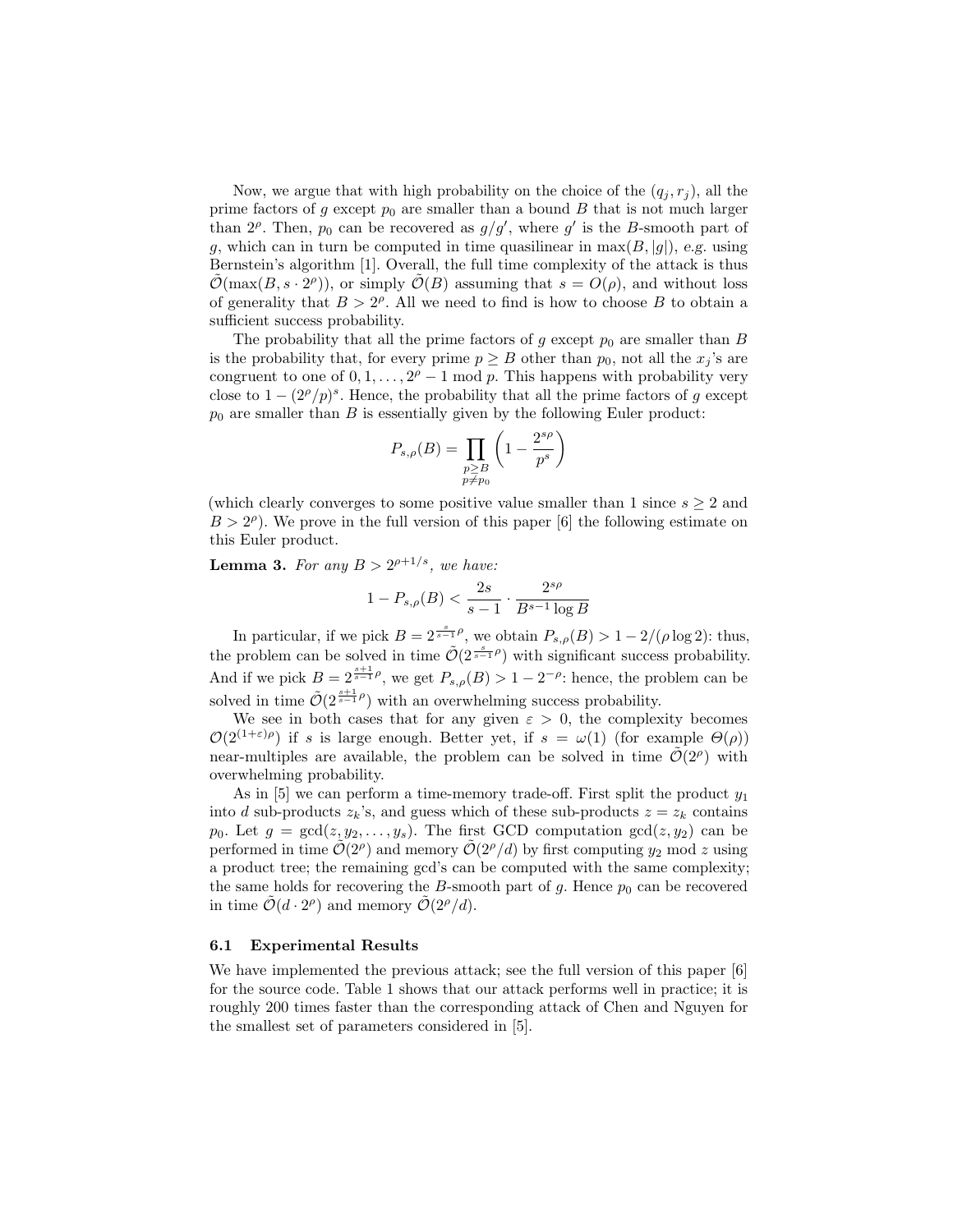Now, we argue that with high probability on the choice of the $(q_j, r_j)$, all the prime factors of $g$ except $p_0$ are smaller than a bound $B$ that is not much larger than $2^\rho$. Then, $p_0$ can be recovered as $g/g'$, where $g'$ is the $B$-smooth part of $g$, which can in turn be computed in time quasilinear in $\max(B, |g|)$, *e.g.* using Bernstein's algorithm [1]. Overall, the full time complexity of the attack is thus $\tilde{\mathcal{O}}(\max(B, s \cdot 2^\rho))$, or simply $\tilde{\mathcal{O}}(B)$ assuming that $s = O(\rho)$, and without loss of generality that $B > 2^\rho$. All we need to find is how to choose $B$ to obtain a sufficient success probability.

The probability that all the prime factors of $g$ except $p_0$ are smaller than $B$ is the probability that, for every prime $p \geq B$ other than $p_0$, not all the $x_j$'s are congruent to one of $0, 1, \ldots, 2^\rho - 1 \bmod p$. This happens with probability very close to $1 - (2^\rho/p)^s$. Hence, the probability that all the prime factors of $g$ except $p_0$ are smaller than $B$ is essentially given by the following Euler product:

$$P_{s,\rho}(B) = \prod_{\substack{p \geq B \\ p \neq p_0}} \left(1 - \frac{2^{s\rho}}{p^s}\right)$$

(which clearly converges to some positive value smaller than 1 since $s \geq 2$ and $B > 2^\rho$). We prove in the full version of this paper [6] the following estimate on this Euler product.

**Lemma 3.** *For any $B > 2^{\rho + 1/s}$, we have:*

$$1 - P_{s,\rho}(B) < \frac{2s}{s-1} \cdot \frac{2^{s\rho}}{B^{s-1} \log B}$$

In particular, if we pick $B = 2^{\frac{s}{s-1}\rho}$, we obtain $P_{s,\rho}(B) > 1 - 2/(\rho \log 2)$: thus, the problem can be solved in time $\tilde{\mathcal{O}}(2^{\frac{s}{s-1}\rho})$ with significant success probability. And if we pick $B = 2^{\frac{s+1}{s-1}\rho}$, we get $P_{s,\rho}(B) > 1 - 2^{-\rho}$: hence, the problem can be solved in time $\tilde{\mathcal{O}}(2^{\frac{s+1}{s-1}\rho})$ with an overwhelming success probability.

We see in both cases that for any given $\varepsilon > 0$, the complexity becomes $\mathcal{O}(2^{(1+\varepsilon)\rho})$ if $s$ is large enough. Better yet, if $s = \omega(1)$ (for example $\Theta(\rho)$) near-multiples are available, the problem can be solved in time $\tilde{\mathcal{O}}(2^\rho)$ with overwhelming probability.

As in [5] we can perform a time-memory trade-off. First split the product $y_1$ into $d$ sub-products $z_k$'s, and guess which of these sub-products $z = z_k$ contains $p_0$. Let $g = \gcd(z, y_2, \ldots, y_s)$. The first GCD computation $\gcd(z, y_2)$ can be performed in time $\tilde{\mathcal{O}}(2^\rho)$ and memory $\tilde{\mathcal{O}}(2^\rho/d)$ by first computing $y_2 \bmod z$ using a product tree; the remaining gcd's can be computed with the same complexity; the same holds for recovering the $B$-smooth part of $g$. Hence $p_0$ can be recovered in time $\tilde{\mathcal{O}}(d \cdot 2^\rho)$ and memory $\tilde{\mathcal{O}}(2^\rho/d)$.

### 6.1 Experimental Results

We have implemented the previous attack; see the full version of this paper [6] for the source code. Table 1 shows that our attack performs well in practice; it is roughly 200 times faster than the corresponding attack of Chen and Nguyen for the smallest set of parameters considered in [5].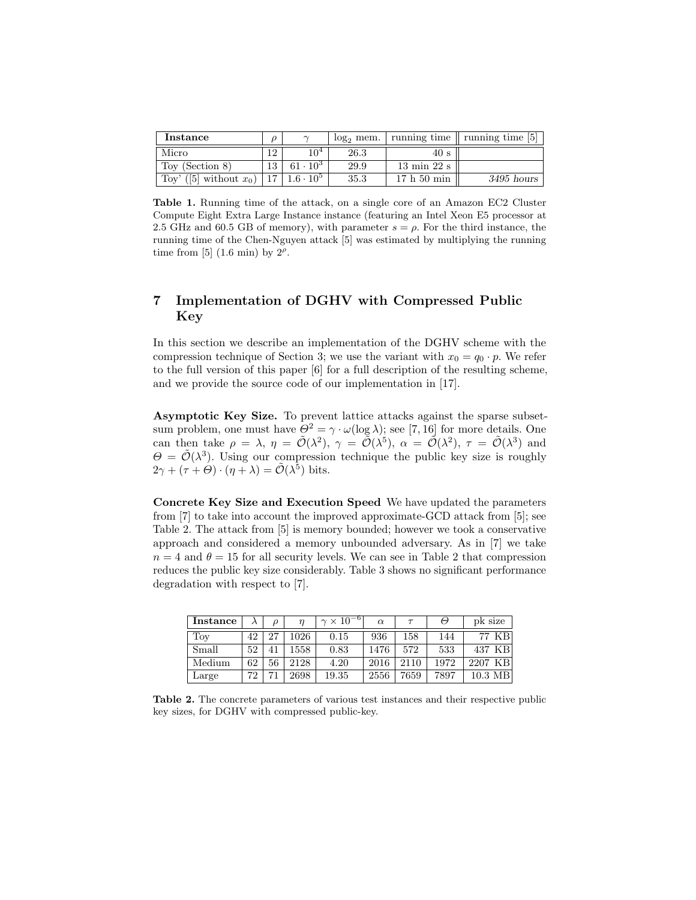| **Instance** | $\rho$ | $\gamma$ | $\log_2$ mem. | running time | running time [5] |
|---|---|---|---|---|---|
| Micro | 12 | $10^4$ | 26.3 | 40 s | |
| Toy (Section 8) | 13 | $61 \cdot 10^3$ | 29.9 | 13 min 22 s | |
| Toy' ([5] without $x_0$) | 17 | $1.6 \cdot 10^5$ | 35.3 | 17 h 50 min | *3495 hours* |

**Table 1.** Running time of the attack, on a single core of an Amazon EC2 Cluster Compute Eight Extra Large Instance instance (featuring an Intel Xeon E5 processor at 2.5 GHz and 60.5 GB of memory), with parameter $s = \rho$. For the third instance, the running time of the Chen-Nguyen attack [5] was estimated by multiplying the running time from [5] (1.6 min) by $2^\rho$.

## 7 Implementation of DGHV with Compressed Public Key

In this section we describe an implementation of the DGHV scheme with the compression technique of Section 3; we use the variant with $x_0 = q_0 \cdot p$. We refer to the full version of this paper [6] for a full description of the resulting scheme, and we provide the source code of our implementation in [17].

**Asymptotic Key Size.** To prevent lattice attacks against the sparse subset-sum problem, one must have $\Theta^2 = \gamma \cdot \omega(\log \lambda)$; see [7, 16] for more details. One can then take $\rho = \lambda$, $\eta = \tilde{\mathcal{O}}(\lambda^2)$, $\gamma = \tilde{\mathcal{O}}(\lambda^5)$, $\alpha = \tilde{\mathcal{O}}(\lambda^2)$, $\tau = \tilde{\mathcal{O}}(\lambda^3)$ and $\Theta = \tilde{\mathcal{O}}(\lambda^3)$. Using our compression technique the public key size is roughly $2\gamma + (\tau + \Theta) \cdot (\eta + \lambda) = \tilde{\mathcal{O}}(\lambda^5)$ bits.

**Concrete Key Size and Execution Speed** We have updated the parameters from [7] to take into account the improved approximate-GCD attack from [5]; see Table 2. The attack from [5] is memory bounded; however we took a conservative approach and considered a memory unbounded adversary. As in [7] we take $n = 4$ and $\theta = 15$ for all security levels. We can see in Table 2 that compression reduces the public key size considerably. Table 3 shows no significant performance degradation with respect to [7].

| **Instance** | $\lambda$ | $\rho$ | $\eta$ | $\gamma \times 10^{-6}$ | $\alpha$ | $\tau$ | $\Theta$ | pk size |
|---|---|---|---|---|---|---|---|---|
| Toy | 42 | 27 | 1026 | 0.15 | 936 | 158 | 144 | 77 KB |
| Small | 52 | 41 | 1558 | 0.83 | 1476 | 572 | 533 | 437 KB |
| Medium | 62 | 56 | 2128 | 4.20 | 2016 | 2110 | 1972 | 2207 KB |
| Large | 72 | 71 | 2698 | 19.35 | 2556 | 7659 | 7897 | 10.3 MB |

**Table 2.** The concrete parameters of various test instances and their respective public key sizes, for DGHV with compressed public-key.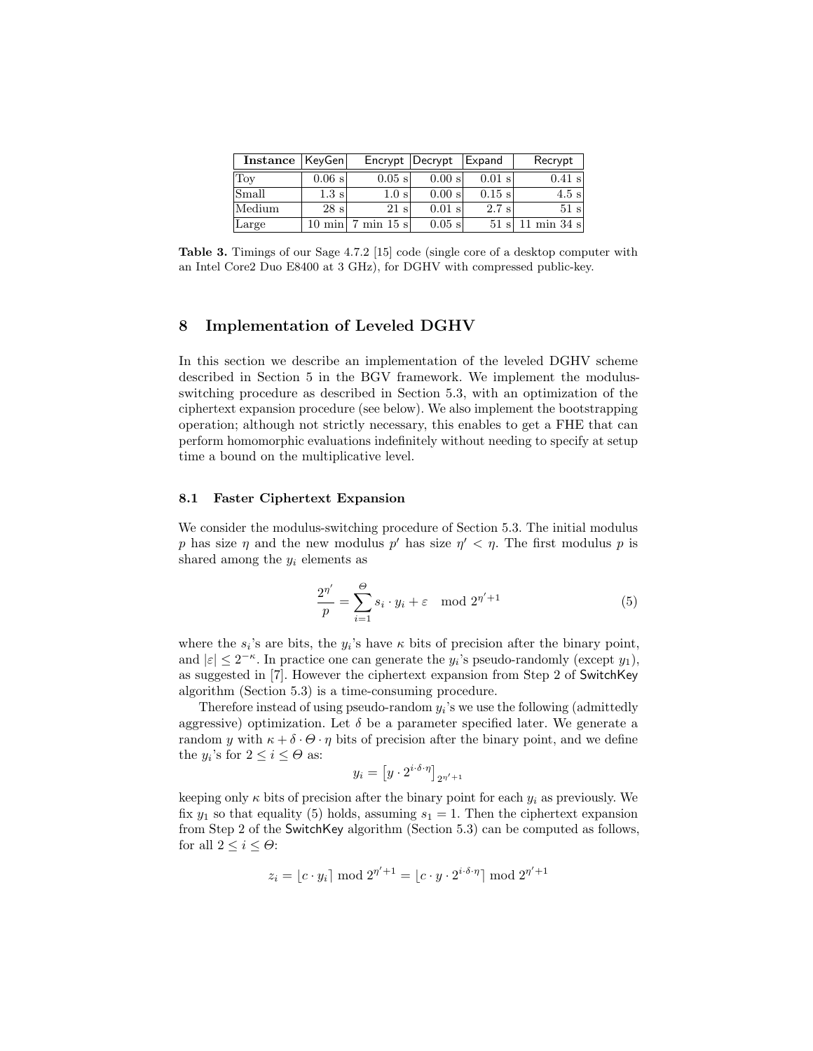| Instance | KeyGen | Encrypt | Decrypt | Expand | Recrypt |
|---|---|---|---|---|---|
| Toy | 0.06 s | 0.05 s | 0.00 s | 0.01 s | 0.41 s |
| Small | 1.3 s | 1.0 s | 0.00 s | 0.15 s | 4.5 s |
| Medium | 28 s | 21 s | 0.01 s | 2.7 s | 51 s |
| Large | 10 min | 7 min 15 s | 0.05 s | 51 s | 11 min 34 s |

**Table 3.** Timings of our Sage 4.7.2 [15] code (single core of a desktop computer with an Intel Core2 Duo E8400 at 3 GHz), for DGHV with compressed public-key.

## 8 Implementation of Leveled DGHV

In this section we describe an implementation of the leveled DGHV scheme described in Section 5 in the BGV framework. We implement the modulus-switching procedure as described in Section 5.3, with an optimization of the ciphertext expansion procedure (see below). We also implement the bootstrapping operation; although not strictly necessary, this enables to get a FHE that can perform homomorphic evaluations indefinitely without needing to specify at setup time a bound on the multiplicative level.

### 8.1 Faster Ciphertext Expansion

We consider the modulus-switching procedure of Section 5.3. The initial modulus $p$ has size $\eta$ and the new modulus $p'$ has size $\eta' < \eta$. The first modulus $p$ is shared among the $y_i$ elements as

$$\frac{2^{\eta'}}{p} = \sum_{i=1}^{\Theta} s_i \cdot y_i + \varepsilon \mod 2^{\eta'+1} \tag{5}$$

where the $s_i$'s are bits, the $y_i$'s have $\kappa$ bits of precision after the binary point, and $|\varepsilon| \leq 2^{-\kappa}$. In practice one can generate the $y_i$'s pseudo-randomly (except $y_1$), as suggested in [7]. However the ciphertext expansion from Step 2 of SwitchKey algorithm (Section 5.3) is a time-consuming procedure.

Therefore instead of using pseudo-random $y_i$'s we use the following (admittedly aggressive) optimization. Let $\delta$ be a parameter specified later. We generate a random $y$ with $\kappa + \delta \cdot \Theta \cdot \eta$ bits of precision after the binary point, and we define the $y_i$'s for $2 \leq i \leq \Theta$ as:

$$y_i = \left[ y \cdot 2^{i \cdot \delta \cdot \eta} \right]_{2^{\eta'+1}}$$

keeping only $\kappa$ bits of precision after the binary point for each $y_i$ as previously. We fix $y_1$ so that equality (5) holds, assuming $s_1 = 1$. Then the ciphertext expansion from Step 2 of the SwitchKey algorithm (Section 5.3) can be computed as follows, for all $2 \leq i \leq \Theta$:

$$z_i = \lfloor c \cdot y_i \rceil \bmod 2^{\eta'+1} = \lfloor c \cdot y \cdot 2^{i \cdot \delta \cdot \eta} \rceil \bmod 2^{\eta'+1}$$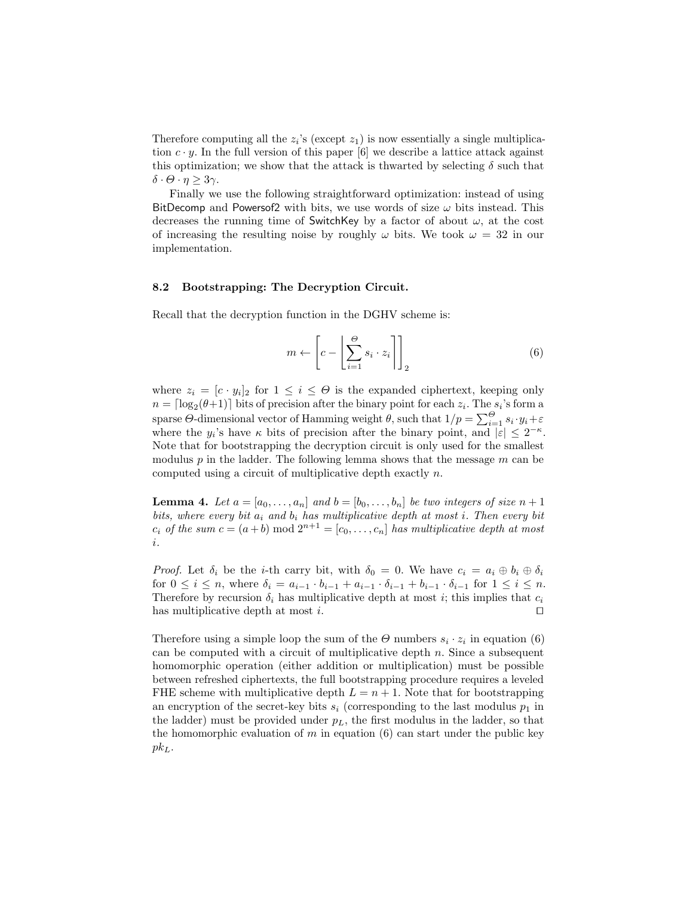Therefore computing all the $z_i$'s (except $z_1$) is now essentially a single multiplication $c \cdot y$. In the full version of this paper [6] we describe a lattice attack against this optimization; we show that the attack is thwarted by selecting $\delta$ such that $\delta \cdot \Theta \cdot \eta \geq 3\gamma$.

Finally we use the following straightforward optimization: instead of using BitDecomp and Powersof2 with bits, we use words of size $\omega$ bits instead. This decreases the running time of SwitchKey by a factor of about $\omega$, at the cost of increasing the resulting noise by roughly $\omega$ bits. We took $\omega = 32$ in our implementation.

### 8.2 Bootstrapping: The Decryption Circuit.

Recall that the decryption function in the DGHV scheme is:

$$m \leftarrow \left[ c - \left\lfloor \sum_{i=1}^{\Theta} s_i \cdot z_i \right\rceil \right]_2 \tag{6}$$

where $z_i = [c \cdot y_i]_2$ for $1 \leq i \leq \Theta$ is the expanded ciphertext, keeping only $n = \lceil \log_2(\theta+1) \rceil$ bits of precision after the binary point for each $z_i$. The $s_i$'s form a sparse $\Theta$-dimensional vector of Hamming weight $\theta$, such that $1/p = \sum_{i=1}^{\Theta} s_i \cdot y_i + \varepsilon$ where the $y_i$'s have $\kappa$ bits of precision after the binary point, and $|\varepsilon| \leq 2^{-\kappa}$. Note that for bootstrapping the decryption circuit is only used for the smallest modulus $p$ in the ladder. The following lemma shows that the message $m$ can be computed using a circuit of multiplicative depth exactly $n$.

**Lemma 4.** *Let $a = [a_0, \ldots, a_n]$ and $b = [b_0, \ldots, b_n]$ be two integers of size $n+1$ bits, where every bit $a_i$ and $b_i$ has multiplicative depth at most $i$. Then every bit $c_i$ of the sum $c = (a+b) \bmod 2^{n+1} = [c_0, \ldots, c_n]$ has multiplicative depth at most $i$.*

*Proof.* Let $\delta_i$ be the $i$-th carry bit, with $\delta_0 = 0$. We have $c_i = a_i \oplus b_i \oplus \delta_i$ for $0 \leq i \leq n$, where $\delta_i = a_{i-1} \cdot b_{i-1} + a_{i-1} \cdot \delta_{i-1} + b_{i-1} \cdot \delta_{i-1}$ for $1 \leq i \leq n$. Therefore by recursion $\delta_i$ has multiplicative depth at most $i$; this implies that $c_i$ has multiplicative depth at most $i$. □

Therefore using a simple loop the sum of the $\Theta$ numbers $s_i \cdot z_i$ in equation (6) can be computed with a circuit of multiplicative depth $n$. Since a subsequent homomorphic operation (either addition or multiplication) must be possible between refreshed ciphertexts, the full bootstrapping procedure requires a leveled FHE scheme with multiplicative depth $L = n + 1$. Note that for bootstrapping an encryption of the secret-key bits $s_i$ (corresponding to the last modulus $p_1$ in the ladder) must be provided under $p_L$, the first modulus in the ladder, so that the homomorphic evaluation of $m$ in equation (6) can start under the public key $pk_L$.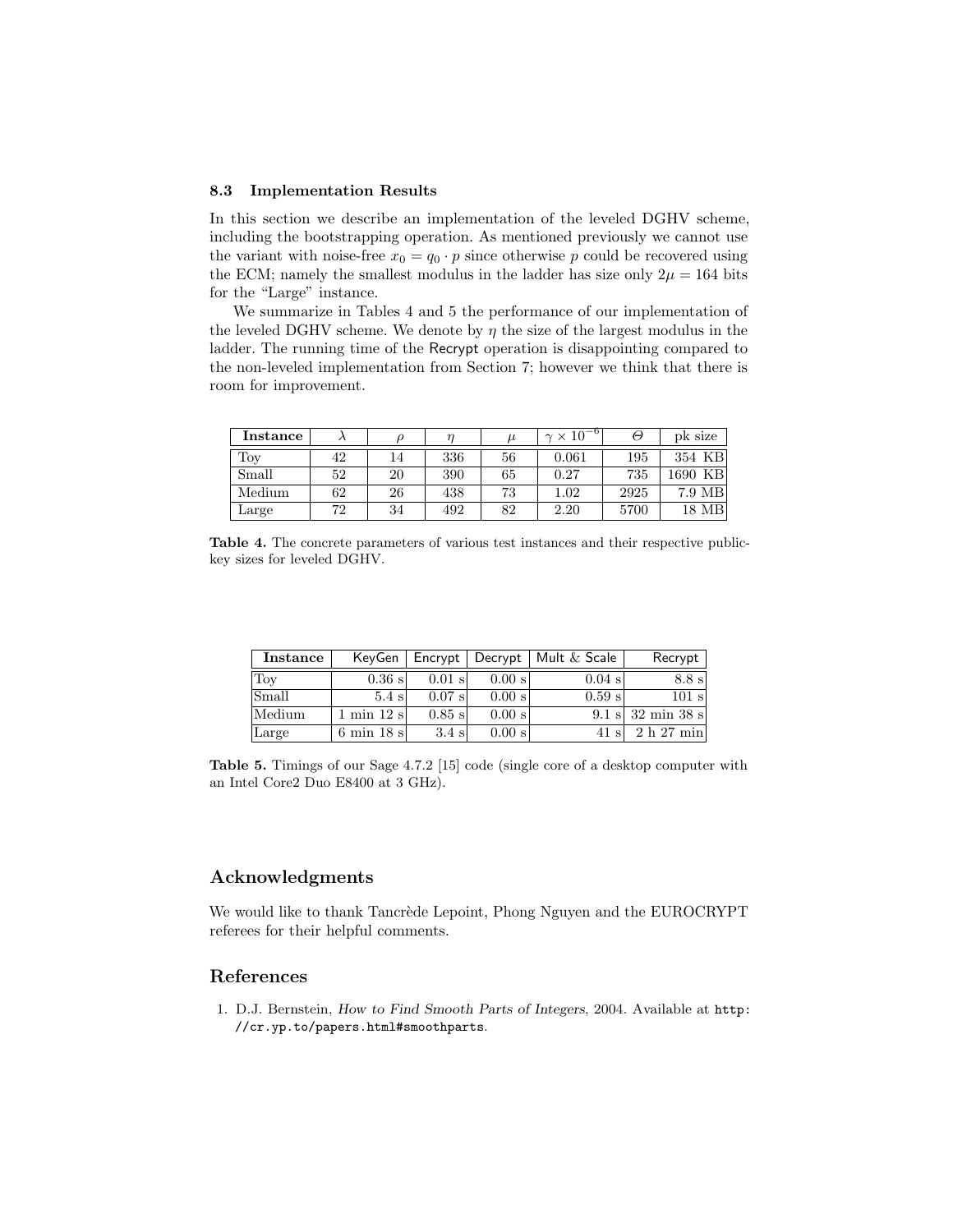### 8.3 Implementation Results

In this section we describe an implementation of the leveled DGHV scheme, including the bootstrapping operation. As mentioned previously we cannot use the variant with noise-free $x_0 = q_0 \cdot p$ since otherwise $p$ could be recovered using the ECM; namely the smallest modulus in the ladder has size only $2\mu = 164$ bits for the "Large" instance.

We summarize in Tables 4 and 5 the performance of our implementation of the leveled DGHV scheme. We denote by $\eta$ the size of the largest modulus in the ladder. The running time of the Recrypt operation is disappointing compared to the non-leveled implementation from Section 7; however we think that there is room for improvement.

| **Instance** | $\lambda$ | $\rho$ | $\eta$ | $\mu$ | $\gamma \times 10^{-6}$ | $\Theta$ | pk size |
|---|---|---|---|---|---|---|---|
| Toy | 42 | 14 | 336 | 56 | 0.061 | 195 | 354 KB |
| Small | 52 | 20 | 390 | 65 | 0.27 | 735 | 1690 KB |
| Medium | 62 | 26 | 438 | 73 | 1.02 | 2925 | 7.9 MB |
| Large | 72 | 34 | 492 | 82 | 2.20 | 5700 | 18 MB |

**Table 4.** The concrete parameters of various test instances and their respective public-key sizes for leveled DGHV.

| **Instance** | KeyGen | Encrypt | Decrypt | Mult & Scale | Recrypt |
|---|---|---|---|---|---|
| Toy | 0.36 s | 0.01 s | 0.00 s | 0.04 s | 8.8 s |
| Small | 5.4 s | 0.07 s | 0.00 s | 0.59 s | 101 s |
| Medium | 1 min 12 s | 0.85 s | 0.00 s | 9.1 s | 32 min 38 s |
| Large | 6 min 18 s | 3.4 s | 0.00 s | 41 s | 2 h 27 min |

**Table 5.** Timings of our Sage 4.7.2 [15] code (single core of a desktop computer with an Intel Core2 Duo E8400 at 3 GHz).

## Acknowledgments

We would like to thank Tancrède Lepoint, Phong Nguyen and the EUROCRYPT referees for their helpful comments.

## References

1. D.J. Bernstein, *How to Find Smooth Parts of Integers*, 2004. Available at `http://cr.yp.to/papers.html#smoothparts`.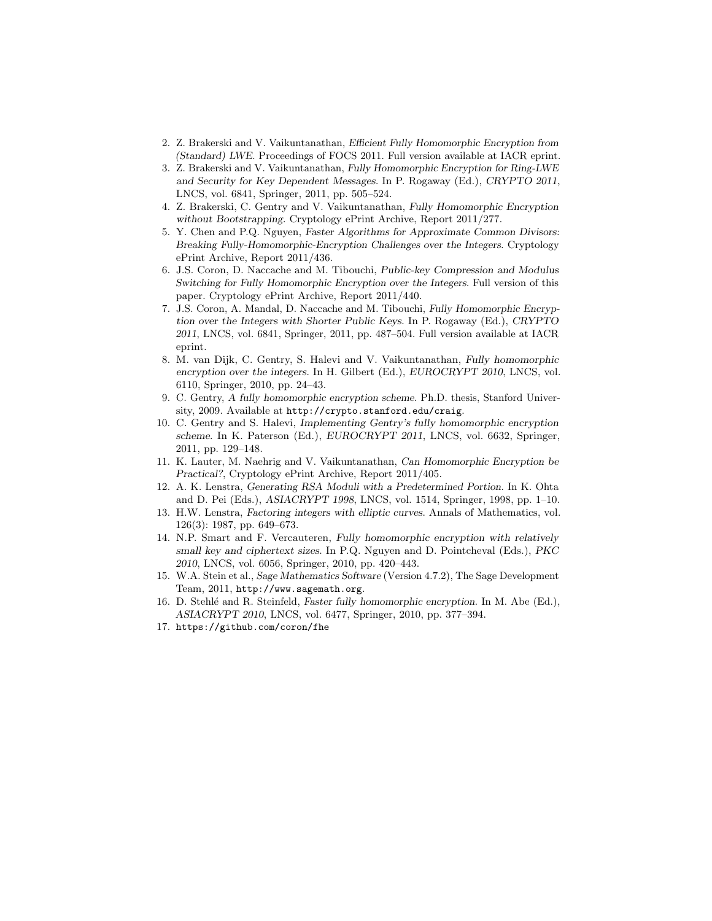2. Z. Brakerski and V. Vaikuntanathan, *Efficient Fully Homomorphic Encryption from (Standard) LWE*. Proceedings of FOCS 2011. Full version available at IACR eprint.
3. Z. Brakerski and V. Vaikuntanathan, *Fully Homomorphic Encryption for Ring-LWE and Security for Key Dependent Messages*. In P. Rogaway (Ed.), *CRYPTO 2011*, LNCS, vol. 6841, Springer, 2011, pp. 505–524.
4. Z. Brakerski, C. Gentry and V. Vaikuntanathan, *Fully Homomorphic Encryption without Bootstrapping*. Cryptology ePrint Archive, Report 2011/277.
5. Y. Chen and P.Q. Nguyen, *Faster Algorithms for Approximate Common Divisors: Breaking Fully-Homomorphic-Encryption Challenges over the Integers*. Cryptology ePrint Archive, Report 2011/436.
6. J.S. Coron, D. Naccache and M. Tibouchi, *Public-key Compression and Modulus Switching for Fully Homomorphic Encryption over the Integers*. Full version of this paper. Cryptology ePrint Archive, Report 2011/440.
7. J.S. Coron, A. Mandal, D. Naccache and M. Tibouchi, *Fully Homomorphic Encryption over the Integers with Shorter Public Keys*. In P. Rogaway (Ed.), *CRYPTO 2011*, LNCS, vol. 6841, Springer, 2011, pp. 487–504. Full version available at IACR eprint.
8. M. van Dijk, C. Gentry, S. Halevi and V. Vaikuntanathan, *Fully homomorphic encryption over the integers*. In H. Gilbert (Ed.), *EUROCRYPT 2010*, LNCS, vol. 6110, Springer, 2010, pp. 24–43.
9. C. Gentry, *A fully homomorphic encryption scheme*. Ph.D. thesis, Stanford University, 2009. Available at `http://crypto.stanford.edu/craig`.
10. C. Gentry and S. Halevi, *Implementing Gentry's fully homomorphic encryption scheme*. In K. Paterson (Ed.), *EUROCRYPT 2011*, LNCS, vol. 6632, Springer, 2011, pp. 129–148.
11. K. Lauter, M. Naehrig and V. Vaikuntanathan, *Can Homomorphic Encryption be Practical?*, Cryptology ePrint Archive, Report 2011/405.
12. A. K. Lenstra, *Generating RSA Moduli with a Predetermined Portion*. In K. Ohta and D. Pei (Eds.), *ASIACRYPT 1998*, LNCS, vol. 1514, Springer, 1998, pp. 1–10.
13. H.W. Lenstra, *Factoring integers with elliptic curves*. Annals of Mathematics, vol. 126(3): 1987, pp. 649–673.
14. N.P. Smart and F. Vercauteren, *Fully homomorphic encryption with relatively small key and ciphertext sizes*. In P.Q. Nguyen and D. Pointcheval (Eds.), *PKC 2010*, LNCS, vol. 6056, Springer, 2010, pp. 420–443.
15. W.A. Stein et al., *Sage Mathematics Software* (Version 4.7.2), The Sage Development Team, 2011, `http://www.sagemath.org`.
16. D. Stehlé and R. Steinfeld, *Faster fully homomorphic encryption*. In M. Abe (Ed.), *ASIACRYPT 2010*, LNCS, vol. 6477, Springer, 2010, pp. 377–394.
17. `https://github.com/coron/fhe`